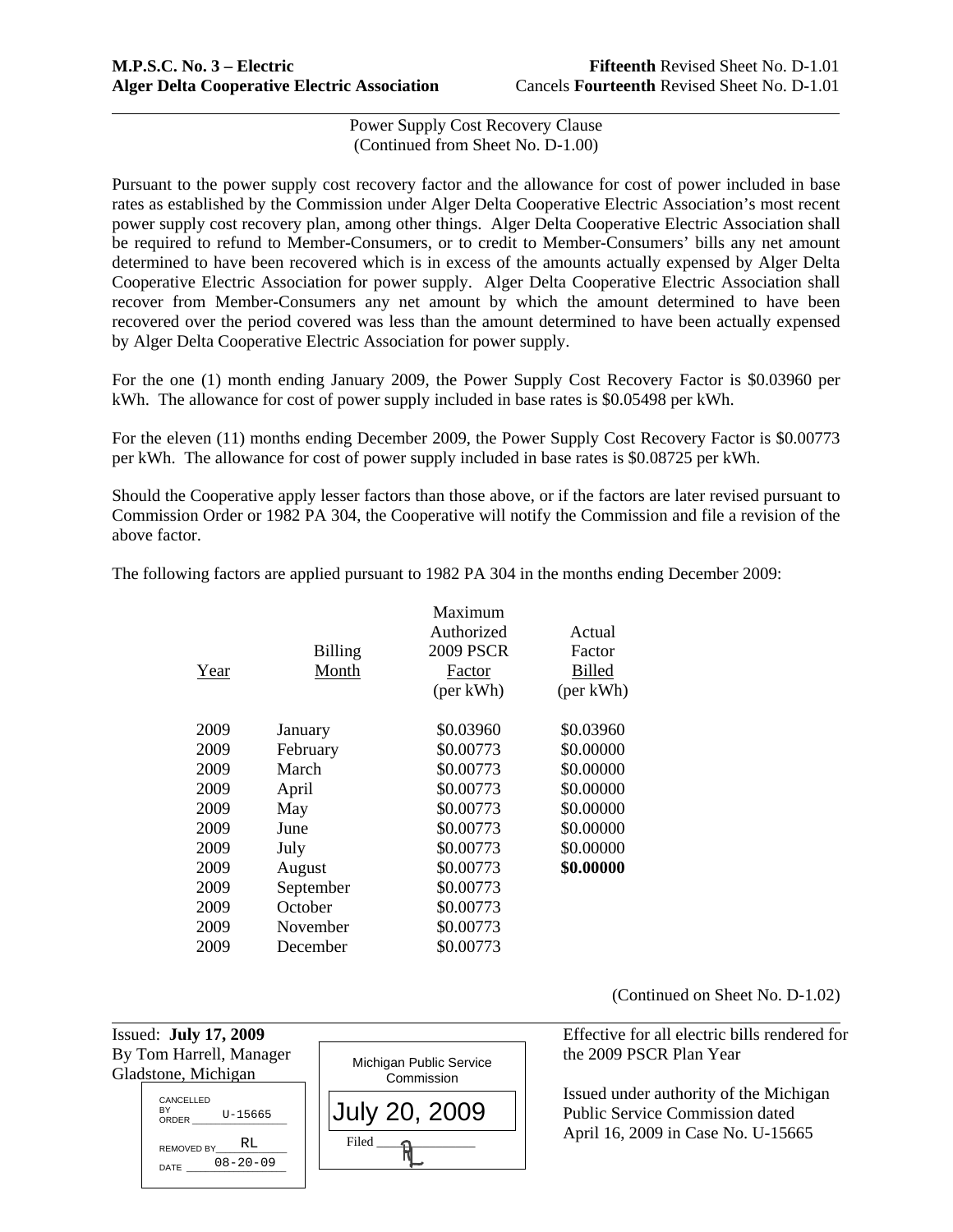**M.P.S.C. No. 3 – Electric** — **Fifteenth** Revised Sheet No. D-1.01
**Alger Delta Cooperative Electric Association** — Cancels **Fourteenth** Revised Sheet No. D-1.01

Power Supply Cost Recovery Clause
(Continued from Sheet No. D-1.00)

Pursuant to the power supply cost recovery factor and the allowance for cost of power included in base rates as established by the Commission under Alger Delta Cooperative Electric Association's most recent power supply cost recovery plan, among other things. Alger Delta Cooperative Electric Association shall be required to refund to Member-Consumers, or to credit to Member-Consumers' bills any net amount determined to have been recovered which is in excess of the amounts actually expensed by Alger Delta Cooperative Electric Association for power supply. Alger Delta Cooperative Electric Association shall recover from Member-Consumers any net amount by which the amount determined to have been recovered over the period covered was less than the amount determined to have been actually expensed by Alger Delta Cooperative Electric Association for power supply.

For the one (1) month ending January 2009, the Power Supply Cost Recovery Factor is $0.03960 per kWh. The allowance for cost of power supply included in base rates is $0.05498 per kWh.

For the eleven (11) months ending December 2009, the Power Supply Cost Recovery Factor is $0.00773 per kWh. The allowance for cost of power supply included in base rates is $0.08725 per kWh.

Should the Cooperative apply lesser factors than those above, or if the factors are later revised pursuant to Commission Order or 1982 PA 304, the Cooperative will notify the Commission and file a revision of the above factor.

The following factors are applied pursuant to 1982 PA 304 in the months ending December 2009:

| Year | Billing Month | Maximum Authorized 2009 PSCR Factor (per kWh) | Actual Factor Billed (per kWh) |
|---|---|---|---|
| 2009 | January | $0.03960 | $0.03960 |
| 2009 | February | $0.00773 | $0.00000 |
| 2009 | March | $0.00773 | $0.00000 |
| 2009 | April | $0.00773 | $0.00000 |
| 2009 | May | $0.00773 | $0.00000 |
| 2009 | June | $0.00773 | $0.00000 |
| 2009 | July | $0.00773 | $0.00000 |
| 2009 | August | $0.00773 | **$0.00000** |
| 2009 | September | $0.00773 | |
| 2009 | October | $0.00773 | |
| 2009 | November | $0.00773 | |
| 2009 | December | $0.00773 | |

(Continued on Sheet No. D-1.02)

Issued: **July 17, 2009**
By Tom Harrell, Manager
Gladstone, Michigan

CANCELLED BY ORDER U-15665
REMOVED BY RL
DATE 08-20-09

Michigan Public Service Commission
July 20, 2009
Filed

Effective for all electric bills rendered for the 2009 PSCR Plan Year

Issued under authority of the Michigan Public Service Commission dated April 16, 2009 in Case No. U-15665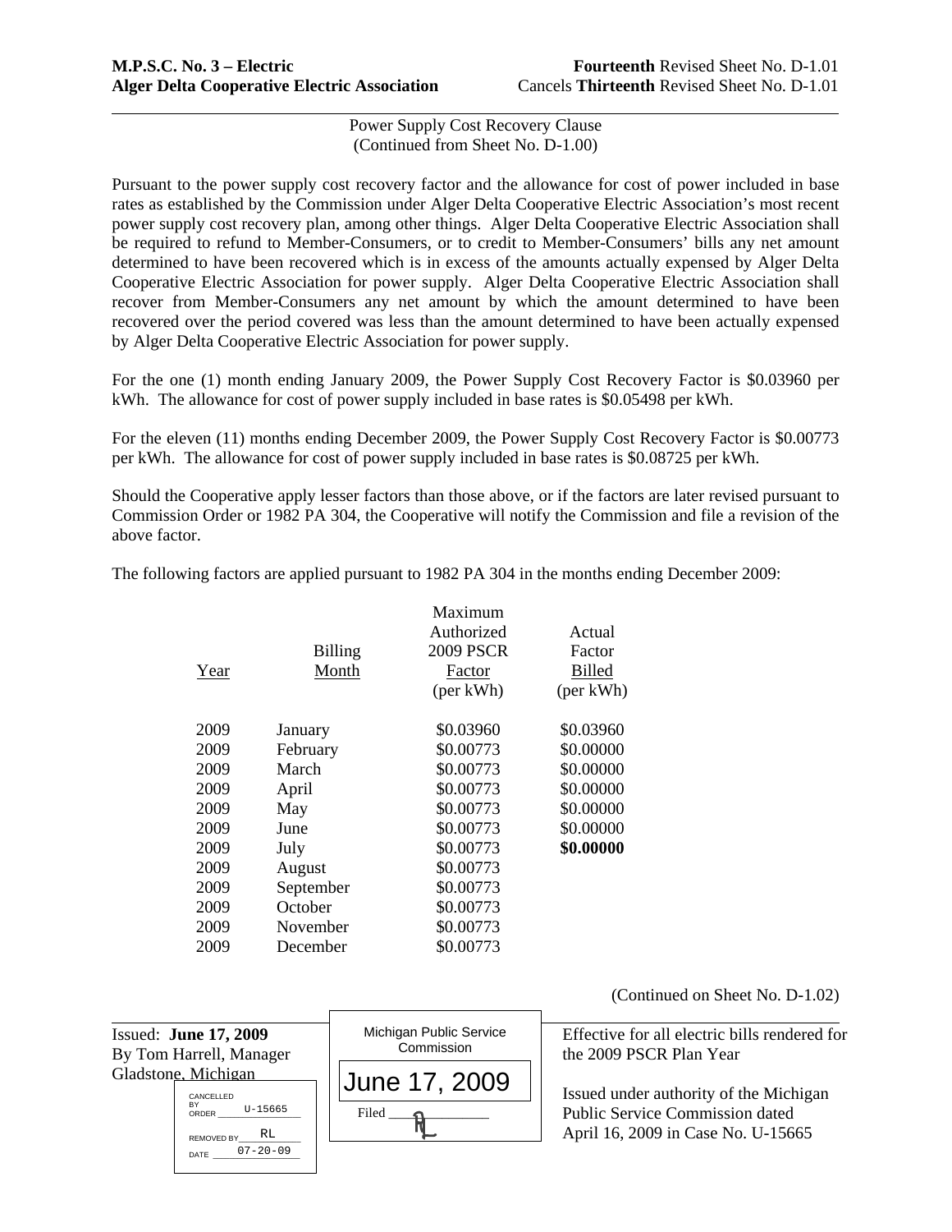**M.P.S.C. No. 3 – Electric** **Fourteenth** Revised Sheet No. D-1.01
**Alger Delta Cooperative Electric Association** Cancels **Thirteenth** Revised Sheet No. D-1.01

Power Supply Cost Recovery Clause
(Continued from Sheet No. D-1.00)

Pursuant to the power supply cost recovery factor and the allowance for cost of power included in base rates as established by the Commission under Alger Delta Cooperative Electric Association's most recent power supply cost recovery plan, among other things. Alger Delta Cooperative Electric Association shall be required to refund to Member-Consumers, or to credit to Member-Consumers' bills any net amount determined to have been recovered which is in excess of the amounts actually expensed by Alger Delta Cooperative Electric Association for power supply. Alger Delta Cooperative Electric Association shall recover from Member-Consumers any net amount by which the amount determined to have been recovered over the period covered was less than the amount determined to have been actually expensed by Alger Delta Cooperative Electric Association for power supply.

For the one (1) month ending January 2009, the Power Supply Cost Recovery Factor is $0.03960 per kWh. The allowance for cost of power supply included in base rates is $0.05498 per kWh.

For the eleven (11) months ending December 2009, the Power Supply Cost Recovery Factor is $0.00773 per kWh. The allowance for cost of power supply included in base rates is $0.08725 per kWh.

Should the Cooperative apply lesser factors than those above, or if the factors are later revised pursuant to Commission Order or 1982 PA 304, the Cooperative will notify the Commission and file a revision of the above factor.

The following factors are applied pursuant to 1982 PA 304 in the months ending December 2009:

| Year | Billing Month | Maximum Authorized 2009 PSCR Factor (per kWh) | Actual Factor Billed (per kWh) |
|---|---|---|---|
| 2009 | January | $0.03960 | $0.03960 |
| 2009 | February | $0.00773 | $0.00000 |
| 2009 | March | $0.00773 | $0.00000 |
| 2009 | April | $0.00773 | $0.00000 |
| 2009 | May | $0.00773 | $0.00000 |
| 2009 | June | $0.00773 | $0.00000 |
| 2009 | July | $0.00773 | **$0.00000** |
| 2009 | August | $0.00773 | |
| 2009 | September | $0.00773 | |
| 2009 | October | $0.00773 | |
| 2009 | November | $0.00773 | |
| 2009 | December | $0.00773 | |

(Continued on Sheet No. D-1.02)

Issued: **June 17, 2009**
By Tom Harrell, Manager
Gladstone, Michigan

CANCELLED BY ORDER U-15665
REMOVED BY RL
DATE 07-20-09

Michigan Public Service Commission
June 17, 2009
Filed

Effective for all electric bills rendered for the 2009 PSCR Plan Year

Issued under authority of the Michigan Public Service Commission dated April 16, 2009 in Case No. U-15665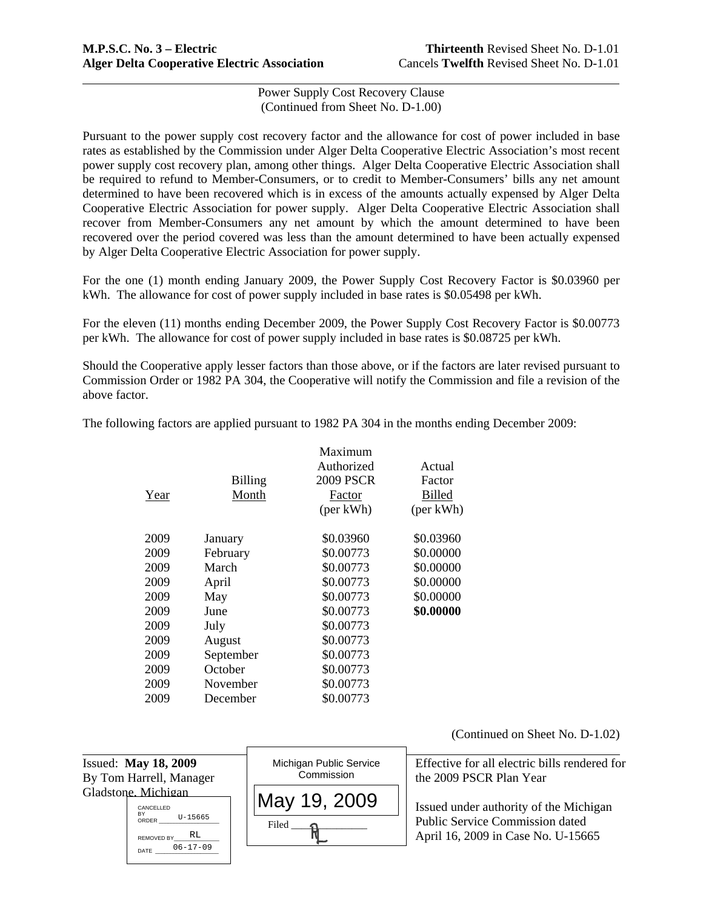**M.P.S.C. No. 3 – Electric** **Thirteenth** Revised Sheet No. D-1.01
**Alger Delta Cooperative Electric Association** Cancels **Twelfth** Revised Sheet No. D-1.01

Power Supply Cost Recovery Clause
(Continued from Sheet No. D-1.00)

Pursuant to the power supply cost recovery factor and the allowance for cost of power included in base rates as established by the Commission under Alger Delta Cooperative Electric Association's most recent power supply cost recovery plan, among other things. Alger Delta Cooperative Electric Association shall be required to refund to Member-Consumers, or to credit to Member-Consumers' bills any net amount determined to have been recovered which is in excess of the amounts actually expensed by Alger Delta Cooperative Electric Association for power supply. Alger Delta Cooperative Electric Association shall recover from Member-Consumers any net amount by which the amount determined to have been recovered over the period covered was less than the amount determined to have been actually expensed by Alger Delta Cooperative Electric Association for power supply.

For the one (1) month ending January 2009, the Power Supply Cost Recovery Factor is $0.03960 per kWh. The allowance for cost of power supply included in base rates is $0.05498 per kWh.

For the eleven (11) months ending December 2009, the Power Supply Cost Recovery Factor is $0.00773 per kWh. The allowance for cost of power supply included in base rates is $0.08725 per kWh.

Should the Cooperative apply lesser factors than those above, or if the factors are later revised pursuant to Commission Order or 1982 PA 304, the Cooperative will notify the Commission and file a revision of the above factor.

The following factors are applied pursuant to 1982 PA 304 in the months ending December 2009:

| Year | Billing Month | Maximum Authorized 2009 PSCR Factor (per kWh) | Actual Factor Billed (per kWh) |
|---|---|---|---|
| 2009 | January | $0.03960 | $0.03960 |
| 2009 | February | $0.00773 | $0.00000 |
| 2009 | March | $0.00773 | $0.00000 |
| 2009 | April | $0.00773 | $0.00000 |
| 2009 | May | $0.00773 | $0.00000 |
| 2009 | June | $0.00773 | **$0.00000** |
| 2009 | July | $0.00773 | |
| 2009 | August | $0.00773 | |
| 2009 | September | $0.00773 | |
| 2009 | October | $0.00773 | |
| 2009 | November | $0.00773 | |
| 2009 | December | $0.00773 | |

(Continued on Sheet No. D-1.02)

Issued: **May 18, 2009**
By Tom Harrell, Manager
Gladstone, Michigan

CANCELLED BY ORDER U-15665
REMOVED BY RL
DATE 06-17-09

Michigan Public Service Commission
May 19, 2009
Filed RL

Effective for all electric bills rendered for the 2009 PSCR Plan Year

Issued under authority of the Michigan Public Service Commission dated April 16, 2009 in Case No. U-15665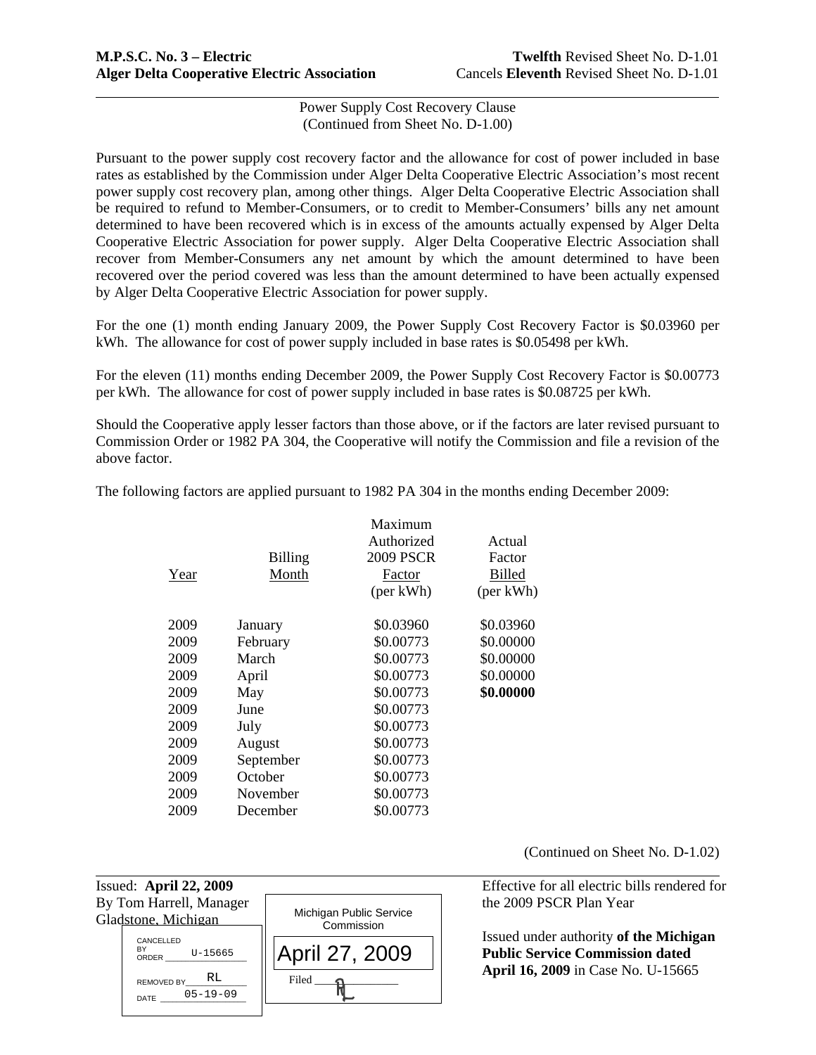**M.P.S.C. No. 3 – Electric** **Twelfth** Revised Sheet No. D-1.01
**Alger Delta Cooperative Electric Association** Cancels **Eleventh** Revised Sheet No. D-1.01

Power Supply Cost Recovery Clause
(Continued from Sheet No. D-1.00)

Pursuant to the power supply cost recovery factor and the allowance for cost of power included in base rates as established by the Commission under Alger Delta Cooperative Electric Association's most recent power supply cost recovery plan, among other things. Alger Delta Cooperative Electric Association shall be required to refund to Member-Consumers, or to credit to Member-Consumers' bills any net amount determined to have been recovered which is in excess of the amounts actually expensed by Alger Delta Cooperative Electric Association for power supply. Alger Delta Cooperative Electric Association shall recover from Member-Consumers any net amount by which the amount determined to have been recovered over the period covered was less than the amount determined to have been actually expensed by Alger Delta Cooperative Electric Association for power supply.

For the one (1) month ending January 2009, the Power Supply Cost Recovery Factor is $0.03960 per kWh. The allowance for cost of power supply included in base rates is $0.05498 per kWh.

For the eleven (11) months ending December 2009, the Power Supply Cost Recovery Factor is $0.00773 per kWh. The allowance for cost of power supply included in base rates is $0.08725 per kWh.

Should the Cooperative apply lesser factors than those above, or if the factors are later revised pursuant to Commission Order or 1982 PA 304, the Cooperative will notify the Commission and file a revision of the above factor.

The following factors are applied pursuant to 1982 PA 304 in the months ending December 2009:

| Year | Billing Month | Maximum Authorized 2009 PSCR Factor (per kWh) | Actual Factor Billed (per kWh) |
|---|---|---|---|
| 2009 | January | $0.03960 | $0.03960 |
| 2009 | February | $0.00773 | $0.00000 |
| 2009 | March | $0.00773 | $0.00000 |
| 2009 | April | $0.00773 | $0.00000 |
| 2009 | May | $0.00773 | **$0.00000** |
| 2009 | June | $0.00773 | |
| 2009 | July | $0.00773 | |
| 2009 | August | $0.00773 | |
| 2009 | September | $0.00773 | |
| 2009 | October | $0.00773 | |
| 2009 | November | $0.00773 | |
| 2009 | December | $0.00773 | |

(Continued on Sheet No. D-1.02)

Issued: **April 22, 2009**
By Tom Harrell, Manager
Gladstone, Michigan

CANCELLED BY ORDER U-15665
REMOVED BY RL
DATE 05-19-09

Michigan Public Service Commission
April 27, 2009
Filed

Effective for all electric bills rendered for the 2009 PSCR Plan Year

Issued under authority **of the Michigan Public Service Commission dated April 16, 2009** in Case No. U-15665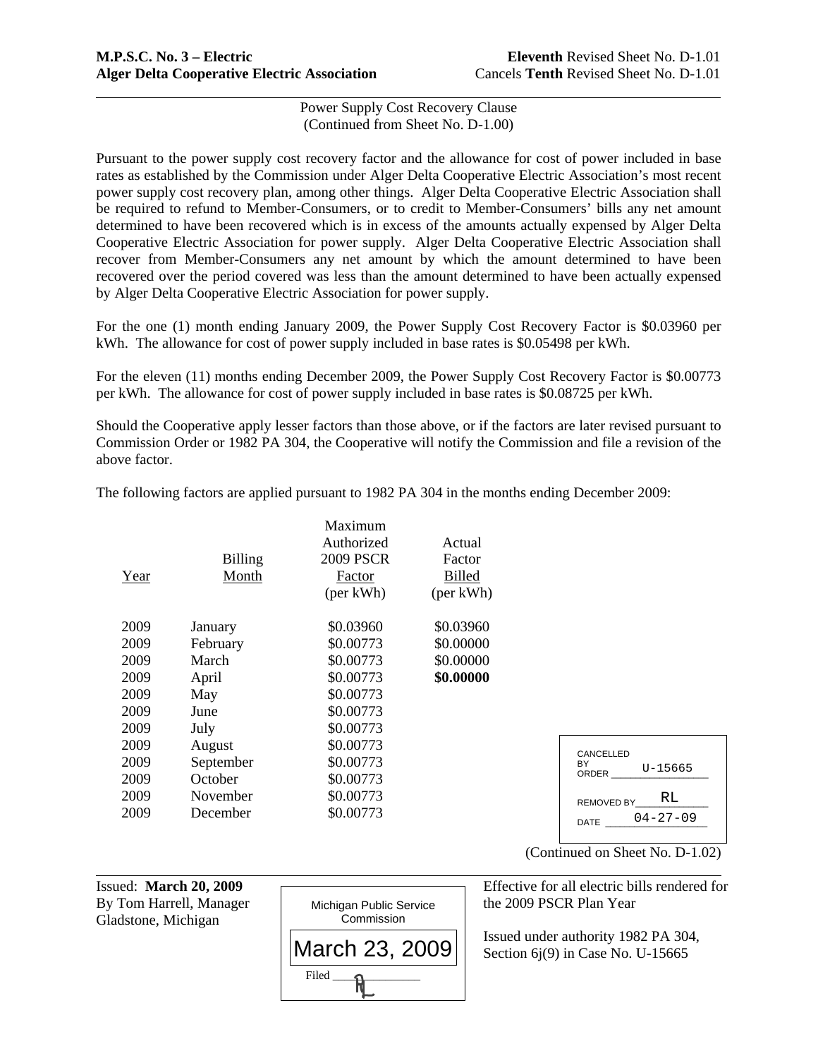**M.P.S.C. No. 3 – Electric** **Eleventh** Revised Sheet No. D-1.01
**Alger Delta Cooperative Electric Association** Cancels **Tenth** Revised Sheet No. D-1.01

Power Supply Cost Recovery Clause
(Continued from Sheet No. D-1.00)

Pursuant to the power supply cost recovery factor and the allowance for cost of power included in base rates as established by the Commission under Alger Delta Cooperative Electric Association's most recent power supply cost recovery plan, among other things. Alger Delta Cooperative Electric Association shall be required to refund to Member-Consumers, or to credit to Member-Consumers' bills any net amount determined to have been recovered which is in excess of the amounts actually expensed by Alger Delta Cooperative Electric Association for power supply. Alger Delta Cooperative Electric Association shall recover from Member-Consumers any net amount by which the amount determined to have been recovered over the period covered was less than the amount determined to have been actually expensed by Alger Delta Cooperative Electric Association for power supply.

For the one (1) month ending January 2009, the Power Supply Cost Recovery Factor is $0.03960 per kWh. The allowance for cost of power supply included in base rates is $0.05498 per kWh.

For the eleven (11) months ending December 2009, the Power Supply Cost Recovery Factor is $0.00773 per kWh. The allowance for cost of power supply included in base rates is $0.08725 per kWh.

Should the Cooperative apply lesser factors than those above, or if the factors are later revised pursuant to Commission Order or 1982 PA 304, the Cooperative will notify the Commission and file a revision of the above factor.

The following factors are applied pursuant to 1982 PA 304 in the months ending December 2009:

| Year | Billing Month | Maximum Authorized 2009 PSCR Factor (per kWh) | Actual Factor Billed (per kWh) |
|---|---|---|---|
| 2009 | January | $0.03960 | $0.03960 |
| 2009 | February | $0.00773 | $0.00000 |
| 2009 | March | $0.00773 | $0.00000 |
| 2009 | April | $0.00773 | **$0.00000** |
| 2009 | May | $0.00773 | |
| 2009 | June | $0.00773 | |
| 2009 | July | $0.00773 | |
| 2009 | August | $0.00773 | |
| 2009 | September | $0.00773 | |
| 2009 | October | $0.00773 | |
| 2009 | November | $0.00773 | |
| 2009 | December | $0.00773 | |

CANCELLED BY ORDER U-15665
REMOVED BY RL
DATE 04-27-09

(Continued on Sheet No. D-1.02)

Issued: **March 20, 2009**
By Tom Harrell, Manager
Gladstone, Michigan

Michigan Public Service Commission
March 23, 2009
Filed

Effective for all electric bills rendered for the 2009 PSCR Plan Year

Issued under authority 1982 PA 304, Section 6j(9) in Case No. U-15665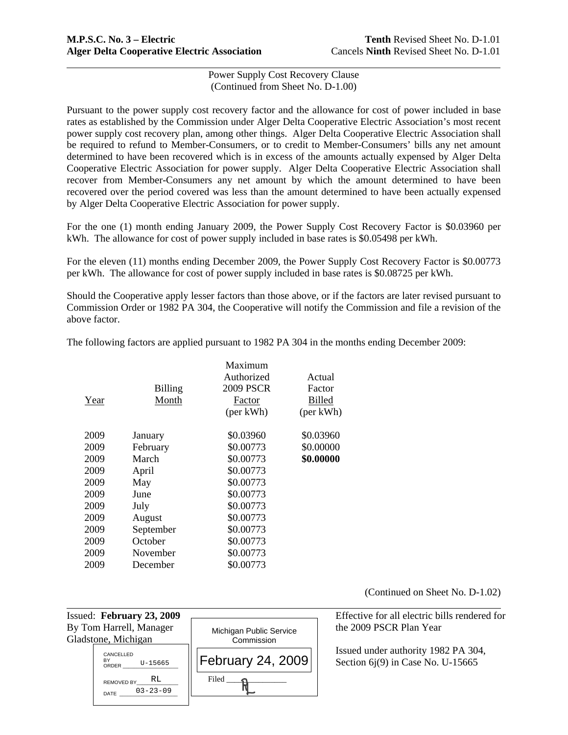**M.P.S.C. No. 3 – Electric** **Tenth** Revised Sheet No. D-1.01
**Alger Delta Cooperative Electric Association** Cancels **Ninth** Revised Sheet No. D-1.01

Power Supply Cost Recovery Clause
(Continued from Sheet No. D-1.00)

Pursuant to the power supply cost recovery factor and the allowance for cost of power included in base rates as established by the Commission under Alger Delta Cooperative Electric Association's most recent power supply cost recovery plan, among other things. Alger Delta Cooperative Electric Association shall be required to refund to Member-Consumers, or to credit to Member-Consumers' bills any net amount determined to have been recovered which is in excess of the amounts actually expensed by Alger Delta Cooperative Electric Association for power supply. Alger Delta Cooperative Electric Association shall recover from Member-Consumers any net amount by which the amount determined to have been recovered over the period covered was less than the amount determined to have been actually expensed by Alger Delta Cooperative Electric Association for power supply.

For the one (1) month ending January 2009, the Power Supply Cost Recovery Factor is $0.03960 per kWh. The allowance for cost of power supply included in base rates is $0.05498 per kWh.

For the eleven (11) months ending December 2009, the Power Supply Cost Recovery Factor is $0.00773 per kWh. The allowance for cost of power supply included in base rates is $0.08725 per kWh.

Should the Cooperative apply lesser factors than those above, or if the factors are later revised pursuant to Commission Order or 1982 PA 304, the Cooperative will notify the Commission and file a revision of the above factor.

The following factors are applied pursuant to 1982 PA 304 in the months ending December 2009:

| Year | Billing Month | Maximum Authorized 2009 PSCR Factor (per kWh) | Actual Factor Billed (per kWh) |
|---|---|---|---|
| 2009 | January | $0.03960 | $0.03960 |
| 2009 | February | $0.00773 | $0.00000 |
| 2009 | March | $0.00773 | **$0.00000** |
| 2009 | April | $0.00773 | |
| 2009 | May | $0.00773 | |
| 2009 | June | $0.00773 | |
| 2009 | July | $0.00773 | |
| 2009 | August | $0.00773 | |
| 2009 | September | $0.00773 | |
| 2009 | October | $0.00773 | |
| 2009 | November | $0.00773 | |
| 2009 | December | $0.00773 | |

(Continued on Sheet No. D-1.02)

Issued: **February 23, 2009**
By Tom Harrell, Manager
Gladstone, Michigan

CANCELLED BY ORDER U-15665
REMOVED BY RL
DATE 03-23-09

Michigan Public Service Commission
February 24, 2009
Filed

Effective for all electric bills rendered for the 2009 PSCR Plan Year

Issued under authority 1982 PA 304, Section 6j(9) in Case No. U-15665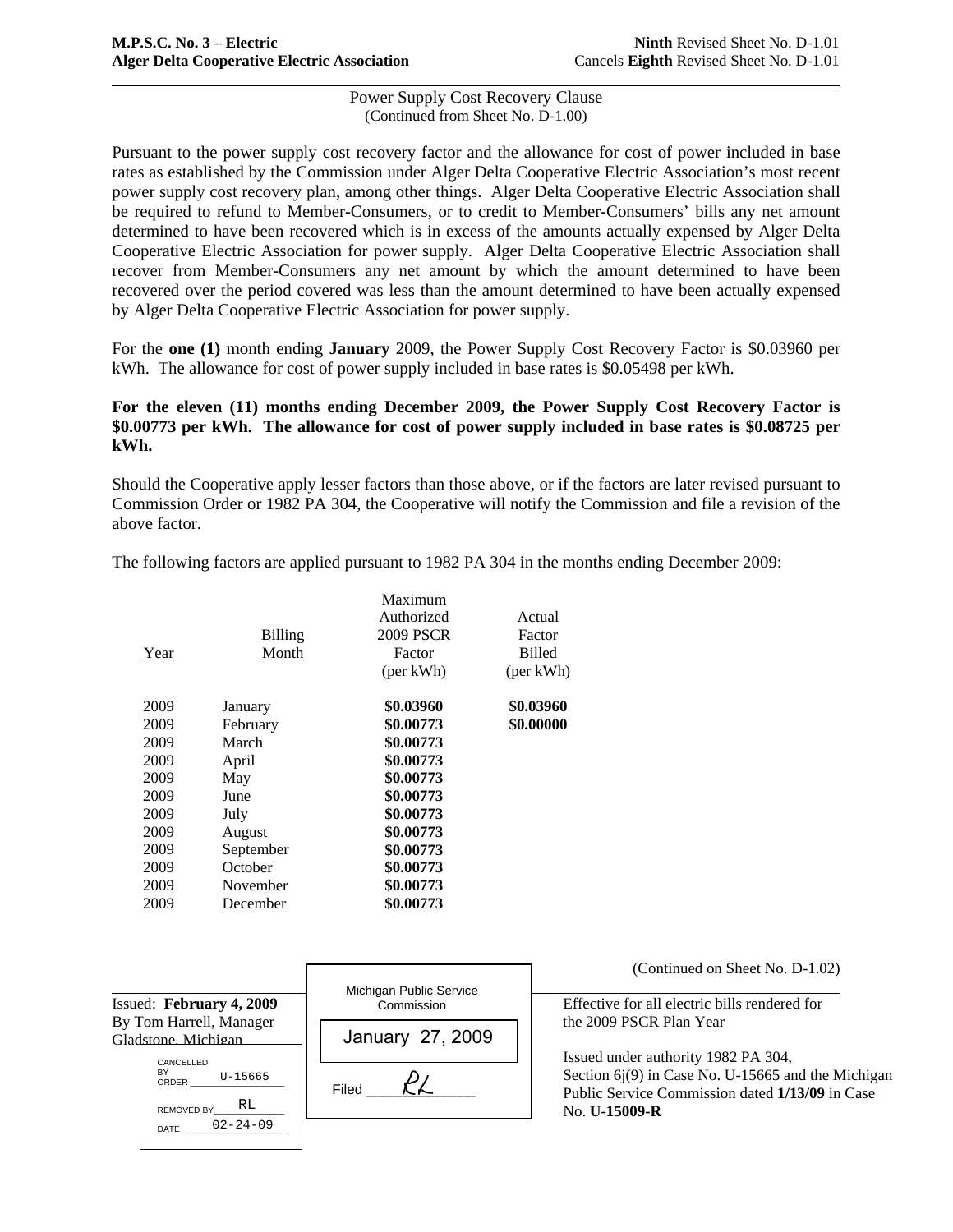**M.P.S.C. No. 3 – Electric** **Ninth** Revised Sheet No. D-1.01
**Alger Delta Cooperative Electric Association** Cancels **Eighth** Revised Sheet No. D-1.01

Power Supply Cost Recovery Clause
(Continued from Sheet No. D-1.00)

Pursuant to the power supply cost recovery factor and the allowance for cost of power included in base rates as established by the Commission under Alger Delta Cooperative Electric Association's most recent power supply cost recovery plan, among other things. Alger Delta Cooperative Electric Association shall be required to refund to Member-Consumers, or to credit to Member-Consumers' bills any net amount determined to have been recovered which is in excess of the amounts actually expensed by Alger Delta Cooperative Electric Association for power supply. Alger Delta Cooperative Electric Association shall recover from Member-Consumers any net amount by which the amount determined to have been recovered over the period covered was less than the amount determined to have been actually expensed by Alger Delta Cooperative Electric Association for power supply.

For the **one (1)** month ending **January** 2009, the Power Supply Cost Recovery Factor is $0.03960 per kWh. The allowance for cost of power supply included in base rates is $0.05498 per kWh.

**For the eleven (11) months ending December 2009, the Power Supply Cost Recovery Factor is $0.00773 per kWh. The allowance for cost of power supply included in base rates is $0.08725 per kWh.**

Should the Cooperative apply lesser factors than those above, or if the factors are later revised pursuant to Commission Order or 1982 PA 304, the Cooperative will notify the Commission and file a revision of the above factor.

The following factors are applied pursuant to 1982 PA 304 in the months ending December 2009:

| Year | Billing Month | Maximum Authorized 2009 PSCR Factor (per kWh) | Actual Factor Billed (per kWh) |
|---|---|---|---|
| 2009 | January | **$0.03960** | **$0.03960** |
| 2009 | February | **$0.00773** | **$0.00000** |
| 2009 | March | **$0.00773** | |
| 2009 | April | **$0.00773** | |
| 2009 | May | **$0.00773** | |
| 2009 | June | **$0.00773** | |
| 2009 | July | **$0.00773** | |
| 2009 | August | **$0.00773** | |
| 2009 | September | **$0.00773** | |
| 2009 | October | **$0.00773** | |
| 2009 | November | **$0.00773** | |
| 2009 | December | **$0.00773** | |

(Continued on Sheet No. D-1.02)

Issued: **February 4, 2009**
By Tom Harrell, Manager
Gladstone, Michigan

CANCELLED BY ORDER U-15665
REMOVED BY RL
DATE 02-24-09

Michigan Public Service Commission
January 27, 2009
Filed RL

Effective for all electric bills rendered for the 2009 PSCR Plan Year

Issued under authority 1982 PA 304, Section 6j(9) in Case No. U-15665 and the Michigan Public Service Commission dated **1/13/09** in Case No. **U-15009-R**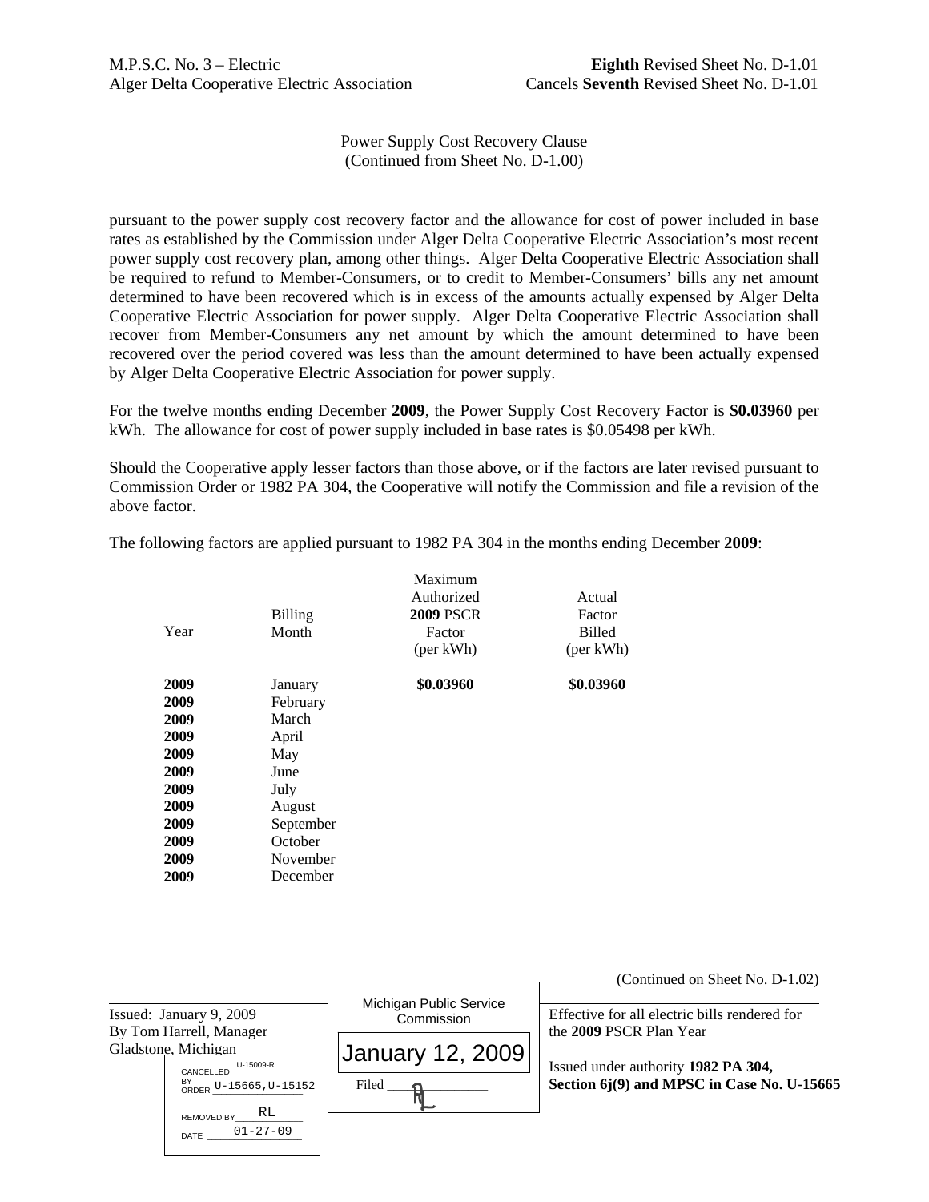M.P.S.C. No. 3 – Electric
Alger Delta Cooperative Electric Association

**Eighth** Revised Sheet No. D-1.01
Cancels **Seventh** Revised Sheet No. D-1.01

Power Supply Cost Recovery Clause
(Continued from Sheet No. D-1.00)

pursuant to the power supply cost recovery factor and the allowance for cost of power included in base rates as established by the Commission under Alger Delta Cooperative Electric Association's most recent power supply cost recovery plan, among other things. Alger Delta Cooperative Electric Association shall be required to refund to Member-Consumers, or to credit to Member-Consumers' bills any net amount determined to have been recovered which is in excess of the amounts actually expensed by Alger Delta Cooperative Electric Association for power supply. Alger Delta Cooperative Electric Association shall recover from Member-Consumers any net amount by which the amount determined to have been recovered over the period covered was less than the amount determined to have been actually expensed by Alger Delta Cooperative Electric Association for power supply.

For the twelve months ending December **2009**, the Power Supply Cost Recovery Factor is **$0.03960** per kWh. The allowance for cost of power supply included in base rates is $0.05498 per kWh.

Should the Cooperative apply lesser factors than those above, or if the factors are later revised pursuant to Commission Order or 1982 PA 304, the Cooperative will notify the Commission and file a revision of the above factor.

The following factors are applied pursuant to 1982 PA 304 in the months ending December **2009**:

| Year | Billing Month | Maximum Authorized **2009** PSCR Factor (per kWh) | Actual Factor Billed (per kWh) |
|---|---|---|---|
| **2009** | January | **$0.03960** | **$0.03960** |
| **2009** | February | | |
| **2009** | March | | |
| **2009** | April | | |
| **2009** | May | | |
| **2009** | June | | |
| **2009** | July | | |
| **2009** | August | | |
| **2009** | September | | |
| **2009** | October | | |
| **2009** | November | | |
| **2009** | December | | |

(Continued on Sheet No. D-1.02)

Issued: January 9, 2009
By Tom Harrell, Manager
Gladstone, Michigan

CANCELLED BY ORDER U-15665, U-15152 (U-15009-R)
REMOVED BY RL
DATE 01-27-09

Michigan Public Service Commission
January 12, 2009
Filed

Effective for all electric bills rendered for the **2009** PSCR Plan Year

Issued under authority **1982 PA 304, Section 6j(9) and MPSC in Case No. U-15665**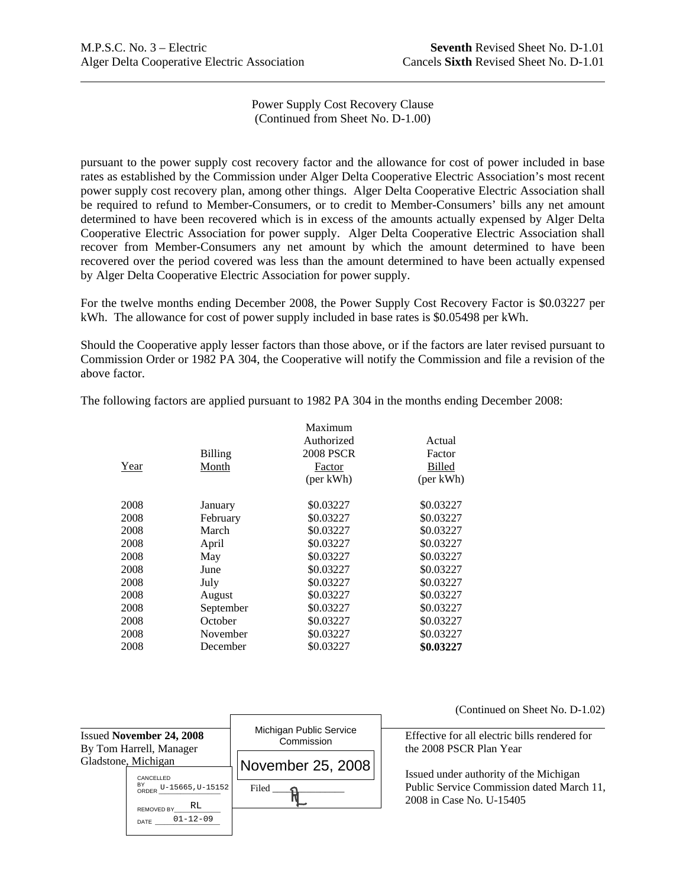M.P.S.C. No. 3 – Electric
Alger Delta Cooperative Electric Association

**Seventh** Revised Sheet No. D-1.01
Cancels **Sixth** Revised Sheet No. D-1.01

Power Supply Cost Recovery Clause
(Continued from Sheet No. D-1.00)

pursuant to the power supply cost recovery factor and the allowance for cost of power included in base rates as established by the Commission under Alger Delta Cooperative Electric Association's most recent power supply cost recovery plan, among other things. Alger Delta Cooperative Electric Association shall be required to refund to Member-Consumers, or to credit to Member-Consumers' bills any net amount determined to have been recovered which is in excess of the amounts actually expensed by Alger Delta Cooperative Electric Association for power supply. Alger Delta Cooperative Electric Association shall recover from Member-Consumers any net amount by which the amount determined to have been recovered over the period covered was less than the amount determined to have been actually expensed by Alger Delta Cooperative Electric Association for power supply.

For the twelve months ending December 2008, the Power Supply Cost Recovery Factor is $0.03227 per kWh. The allowance for cost of power supply included in base rates is $0.05498 per kWh.

Should the Cooperative apply lesser factors than those above, or if the factors are later revised pursuant to Commission Order or 1982 PA 304, the Cooperative will notify the Commission and file a revision of the above factor.

The following factors are applied pursuant to 1982 PA 304 in the months ending December 2008:

| Year | Billing Month | Maximum Authorized 2008 PSCR Factor (per kWh) | Actual Factor Billed (per kWh) |
|---|---|---|---|
| 2008 | January | $0.03227 | $0.03227 |
| 2008 | February | $0.03227 | $0.03227 |
| 2008 | March | $0.03227 | $0.03227 |
| 2008 | April | $0.03227 | $0.03227 |
| 2008 | May | $0.03227 | $0.03227 |
| 2008 | June | $0.03227 | $0.03227 |
| 2008 | July | $0.03227 | $0.03227 |
| 2008 | August | $0.03227 | $0.03227 |
| 2008 | September | $0.03227 | $0.03227 |
| 2008 | October | $0.03227 | $0.03227 |
| 2008 | November | $0.03227 | $0.03227 |
| 2008 | December | $0.03227 | **$0.03227** |

(Continued on Sheet No. D-1.02)

Issued **November 24, 2008**
By Tom Harrell, Manager
Gladstone, Michigan

CANCELLED BY ORDER U-15665,U-15152
REMOVED BY RL
DATE 01-12-09

Michigan Public Service Commission
November 25, 2008
Filed

Effective for all electric bills rendered for the 2008 PSCR Plan Year

Issued under authority of the Michigan Public Service Commission dated March 11, 2008 in Case No. U-15405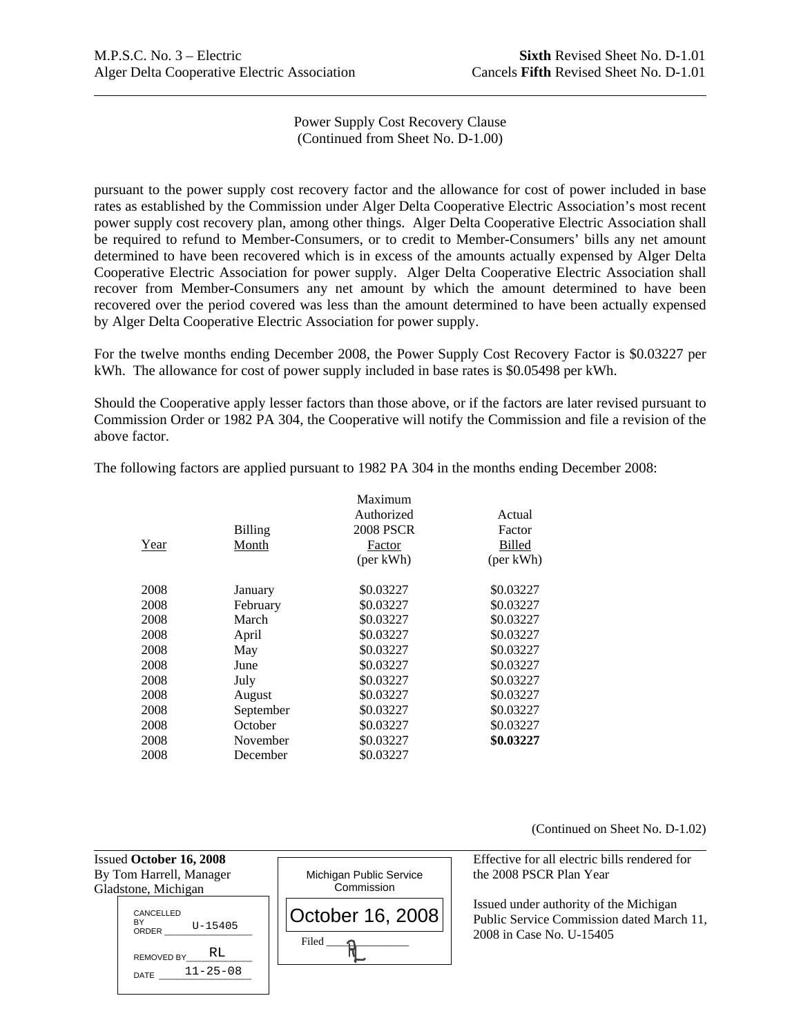M.P.S.C. No. 3 – Electric
Alger Delta Cooperative Electric Association

**Sixth** Revised Sheet No. D-1.01
Cancels **Fifth** Revised Sheet No. D-1.01

Power Supply Cost Recovery Clause
(Continued from Sheet No. D-1.00)

pursuant to the power supply cost recovery factor and the allowance for cost of power included in base rates as established by the Commission under Alger Delta Cooperative Electric Association's most recent power supply cost recovery plan, among other things. Alger Delta Cooperative Electric Association shall be required to refund to Member-Consumers, or to credit to Member-Consumers' bills any net amount determined to have been recovered which is in excess of the amounts actually expensed by Alger Delta Cooperative Electric Association for power supply. Alger Delta Cooperative Electric Association shall recover from Member-Consumers any net amount by which the amount determined to have been recovered over the period covered was less than the amount determined to have been actually expensed by Alger Delta Cooperative Electric Association for power supply.

For the twelve months ending December 2008, the Power Supply Cost Recovery Factor is $0.03227 per kWh. The allowance for cost of power supply included in base rates is $0.05498 per kWh.

Should the Cooperative apply lesser factors than those above, or if the factors are later revised pursuant to Commission Order or 1982 PA 304, the Cooperative will notify the Commission and file a revision of the above factor.

The following factors are applied pursuant to 1982 PA 304 in the months ending December 2008:

| Year | Billing Month | Maximum Authorized 2008 PSCR Factor (per kWh) | Actual Factor Billed (per kWh) |
|---|---|---|---|
| 2008 | January | $0.03227 | $0.03227 |
| 2008 | February | $0.03227 | $0.03227 |
| 2008 | March | $0.03227 | $0.03227 |
| 2008 | April | $0.03227 | $0.03227 |
| 2008 | May | $0.03227 | $0.03227 |
| 2008 | June | $0.03227 | $0.03227 |
| 2008 | July | $0.03227 | $0.03227 |
| 2008 | August | $0.03227 | $0.03227 |
| 2008 | September | $0.03227 | $0.03227 |
| 2008 | October | $0.03227 | $0.03227 |
| 2008 | November | $0.03227 | **$0.03227** |
| 2008 | December | $0.03227 | |

(Continued on Sheet No. D-1.02)

Issued **October 16, 2008**
By Tom Harrell, Manager
Gladstone, Michigan

CANCELLED BY ORDER U-15405
REMOVED BY RL
DATE 11-25-08

Michigan Public Service Commission
October 16, 2008
Filed

Effective for all electric bills rendered for the 2008 PSCR Plan Year

Issued under authority of the Michigan Public Service Commission dated March 11, 2008 in Case No. U-15405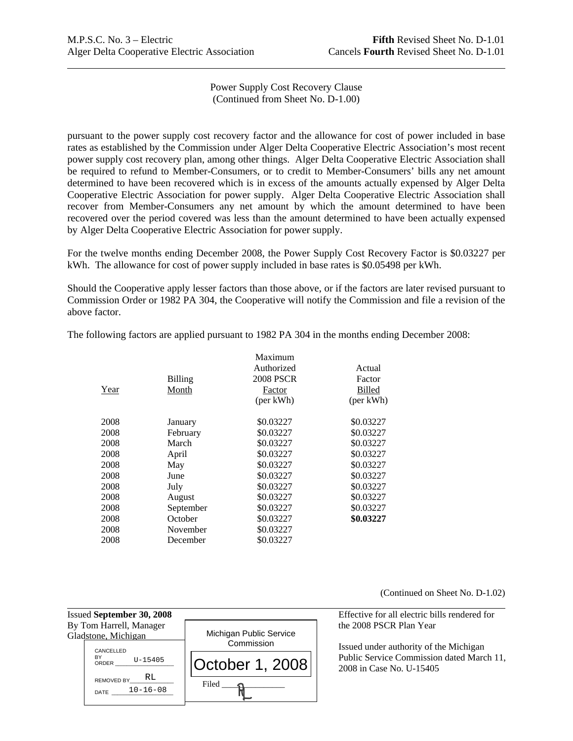M.P.S.C. No. 3 – Electric
Alger Delta Cooperative Electric Association

**Fifth** Revised Sheet No. D-1.01
Cancels **Fourth** Revised Sheet No. D-1.01

Power Supply Cost Recovery Clause
(Continued from Sheet No. D-1.00)

pursuant to the power supply cost recovery factor and the allowance for cost of power included in base rates as established by the Commission under Alger Delta Cooperative Electric Association's most recent power supply cost recovery plan, among other things. Alger Delta Cooperative Electric Association shall be required to refund to Member-Consumers, or to credit to Member-Consumers' bills any net amount determined to have been recovered which is in excess of the amounts actually expensed by Alger Delta Cooperative Electric Association for power supply. Alger Delta Cooperative Electric Association shall recover from Member-Consumers any net amount by which the amount determined to have been recovered over the period covered was less than the amount determined to have been actually expensed by Alger Delta Cooperative Electric Association for power supply.

For the twelve months ending December 2008, the Power Supply Cost Recovery Factor is $0.03227 per kWh. The allowance for cost of power supply included in base rates is $0.05498 per kWh.

Should the Cooperative apply lesser factors than those above, or if the factors are later revised pursuant to Commission Order or 1982 PA 304, the Cooperative will notify the Commission and file a revision of the above factor.

The following factors are applied pursuant to 1982 PA 304 in the months ending December 2008:

| Year | Billing Month | Maximum Authorized 2008 PSCR Factor (per kWh) | Actual Factor Billed (per kWh) |
|---|---|---|---|
| 2008 | January | $0.03227 | $0.03227 |
| 2008 | February | $0.03227 | $0.03227 |
| 2008 | March | $0.03227 | $0.03227 |
| 2008 | April | $0.03227 | $0.03227 |
| 2008 | May | $0.03227 | $0.03227 |
| 2008 | June | $0.03227 | $0.03227 |
| 2008 | July | $0.03227 | $0.03227 |
| 2008 | August | $0.03227 | $0.03227 |
| 2008 | September | $0.03227 | $0.03227 |
| 2008 | October | $0.03227 | **$0.03227** |
| 2008 | November | $0.03227 | |
| 2008 | December | $0.03227 | |

(Continued on Sheet No. D-1.02)

Issued **September 30, 2008**
By Tom Harrell, Manager
Gladstone, Michigan

CANCELLED BY ORDER U-15405
REMOVED BY RL
DATE 10-16-08

Michigan Public Service Commission
October 1, 2008
Filed RL

Effective for all electric bills rendered for the 2008 PSCR Plan Year

Issued under authority of the Michigan Public Service Commission dated March 11, 2008 in Case No. U-15405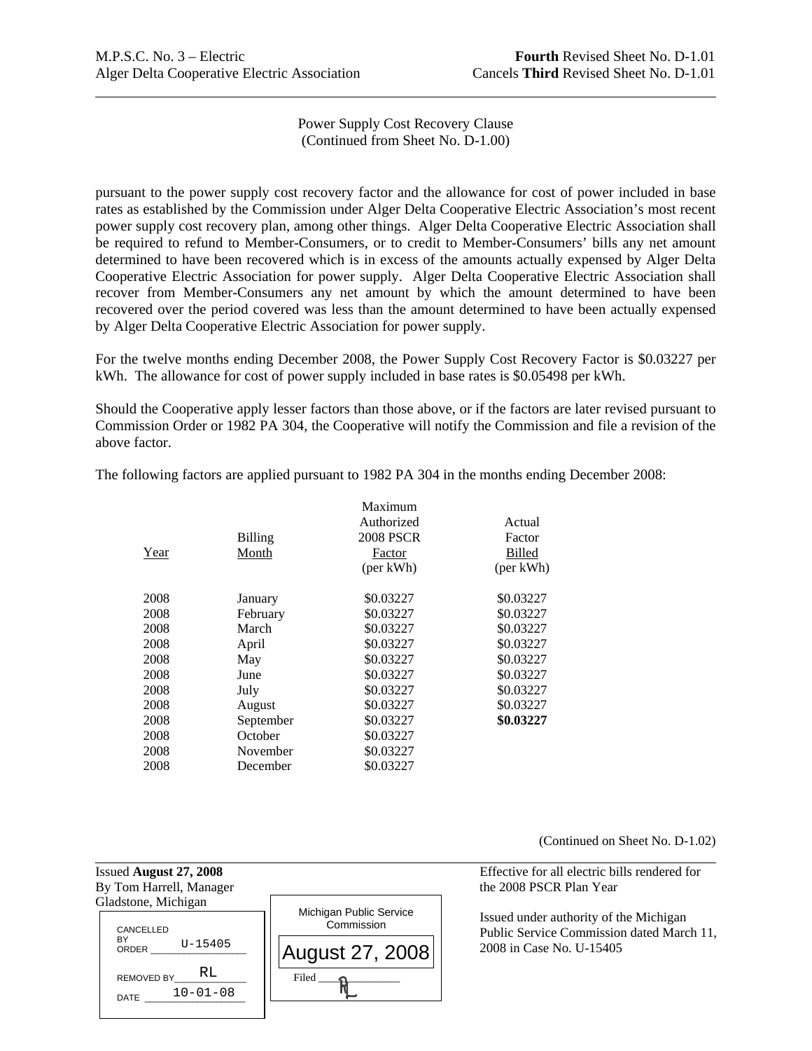M.P.S.C. No. 3 – Electric
Alger Delta Cooperative Electric Association

**Fourth** Revised Sheet No. D-1.01
Cancels **Third** Revised Sheet No. D-1.01

Power Supply Cost Recovery Clause
(Continued from Sheet No. D-1.00)

pursuant to the power supply cost recovery factor and the allowance for cost of power included in base rates as established by the Commission under Alger Delta Cooperative Electric Association's most recent power supply cost recovery plan, among other things. Alger Delta Cooperative Electric Association shall be required to refund to Member-Consumers, or to credit to Member-Consumers' bills any net amount determined to have been recovered which is in excess of the amounts actually expensed by Alger Delta Cooperative Electric Association for power supply. Alger Delta Cooperative Electric Association shall recover from Member-Consumers any net amount by which the amount determined to have been recovered over the period covered was less than the amount determined to have been actually expensed by Alger Delta Cooperative Electric Association for power supply.

For the twelve months ending December 2008, the Power Supply Cost Recovery Factor is $0.03227 per kWh. The allowance for cost of power supply included in base rates is $0.05498 per kWh.

Should the Cooperative apply lesser factors than those above, or if the factors are later revised pursuant to Commission Order or 1982 PA 304, the Cooperative will notify the Commission and file a revision of the above factor.

The following factors are applied pursuant to 1982 PA 304 in the months ending December 2008:

| Year | Billing Month | Maximum Authorized 2008 PSCR Factor (per kWh) | Actual Factor Billed (per kWh) |
|---|---|---|---|
| 2008 | January | $0.03227 | $0.03227 |
| 2008 | February | $0.03227 | $0.03227 |
| 2008 | March | $0.03227 | $0.03227 |
| 2008 | April | $0.03227 | $0.03227 |
| 2008 | May | $0.03227 | $0.03227 |
| 2008 | June | $0.03227 | $0.03227 |
| 2008 | July | $0.03227 | $0.03227 |
| 2008 | August | $0.03227 | $0.03227 |
| 2008 | September | $0.03227 | **$0.03227** |
| 2008 | October | $0.03227 | |
| 2008 | November | $0.03227 | |
| 2008 | December | $0.03227 | |

(Continued on Sheet No. D-1.02)

Issued **August 27, 2008**
By Tom Harrell, Manager
Gladstone, Michigan

CANCELLED BY ORDER U-15405
REMOVED BY RL
DATE 10-01-08

Michigan Public Service Commission
August 27, 2008
Filed RL

Effective for all electric bills rendered for the 2008 PSCR Plan Year

Issued under authority of the Michigan Public Service Commission dated March 11, 2008 in Case No. U-15405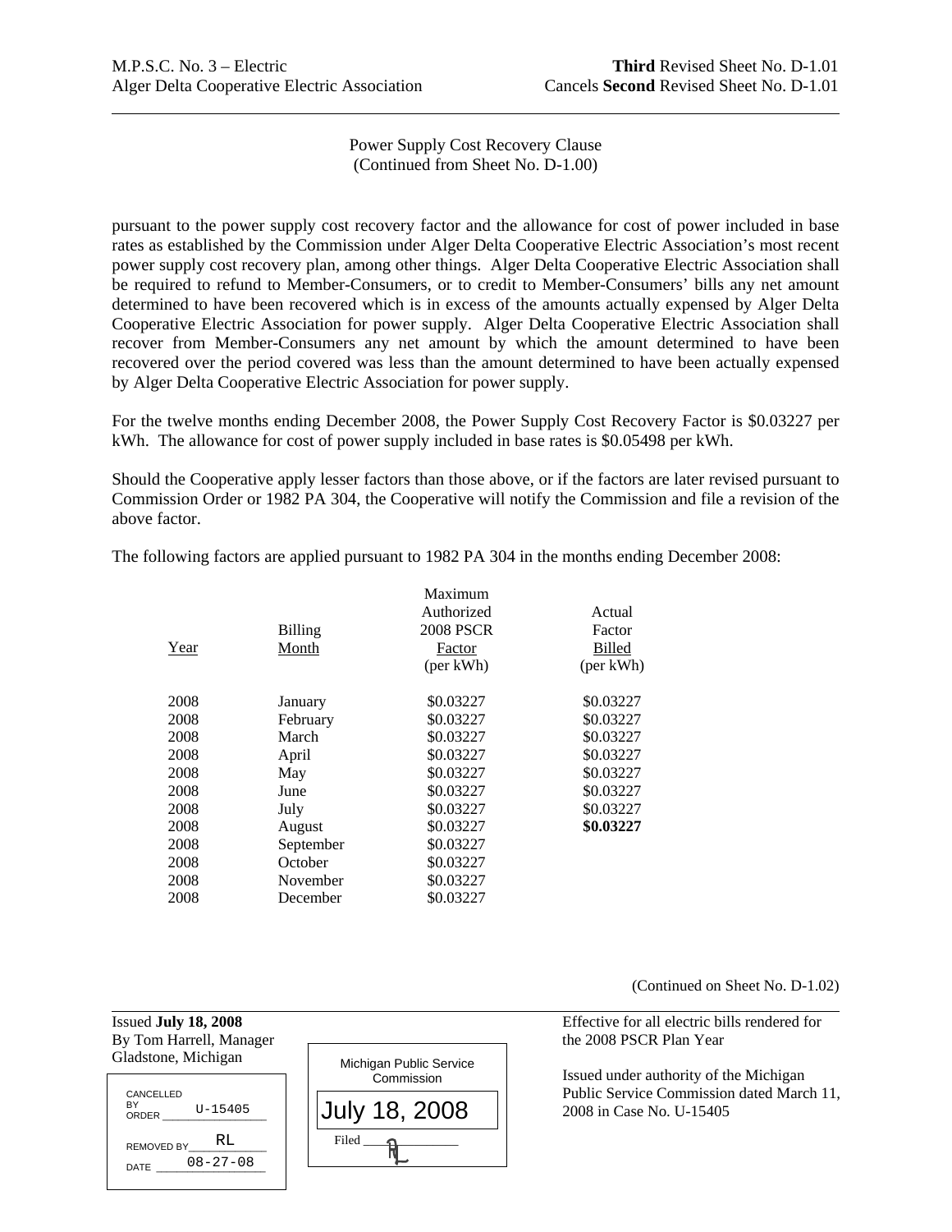M.P.S.C. No. 3 – Electric — **Third** Revised Sheet No. D-1.01
Alger Delta Cooperative Electric Association — Cancels **Second** Revised Sheet No. D-1.01

Power Supply Cost Recovery Clause
(Continued from Sheet No. D-1.00)

pursuant to the power supply cost recovery factor and the allowance for cost of power included in base rates as established by the Commission under Alger Delta Cooperative Electric Association's most recent power supply cost recovery plan, among other things. Alger Delta Cooperative Electric Association shall be required to refund to Member-Consumers, or to credit to Member-Consumers' bills any net amount determined to have been recovered which is in excess of the amounts actually expensed by Alger Delta Cooperative Electric Association for power supply. Alger Delta Cooperative Electric Association shall recover from Member-Consumers any net amount by which the amount determined to have been recovered over the period covered was less than the amount determined to have been actually expensed by Alger Delta Cooperative Electric Association for power supply.

For the twelve months ending December 2008, the Power Supply Cost Recovery Factor is $0.03227 per kWh. The allowance for cost of power supply included in base rates is $0.05498 per kWh.

Should the Cooperative apply lesser factors than those above, or if the factors are later revised pursuant to Commission Order or 1982 PA 304, the Cooperative will notify the Commission and file a revision of the above factor.

The following factors are applied pursuant to 1982 PA 304 in the months ending December 2008:

| Year | Billing Month | Maximum Authorized 2008 PSCR Factor (per kWh) | Actual Factor Billed (per kWh) |
|---|---|---|---|
| 2008 | January | $0.03227 | $0.03227 |
| 2008 | February | $0.03227 | $0.03227 |
| 2008 | March | $0.03227 | $0.03227 |
| 2008 | April | $0.03227 | $0.03227 |
| 2008 | May | $0.03227 | $0.03227 |
| 2008 | June | $0.03227 | $0.03227 |
| 2008 | July | $0.03227 | $0.03227 |
| 2008 | August | $0.03227 | **$0.03227** |
| 2008 | September | $0.03227 | |
| 2008 | October | $0.03227 | |
| 2008 | November | $0.03227 | |
| 2008 | December | $0.03227 | |

(Continued on Sheet No. D-1.02)

Issued **July 18, 2008**
By Tom Harrell, Manager
Gladstone, Michigan

CANCELLED BY ORDER U-15405
REMOVED BY RL
DATE 08-27-08

Michigan Public Service Commission
July 18, 2008
Filed AL

Effective for all electric bills rendered for the 2008 PSCR Plan Year

Issued under authority of the Michigan Public Service Commission dated March 11, 2008 in Case No. U-15405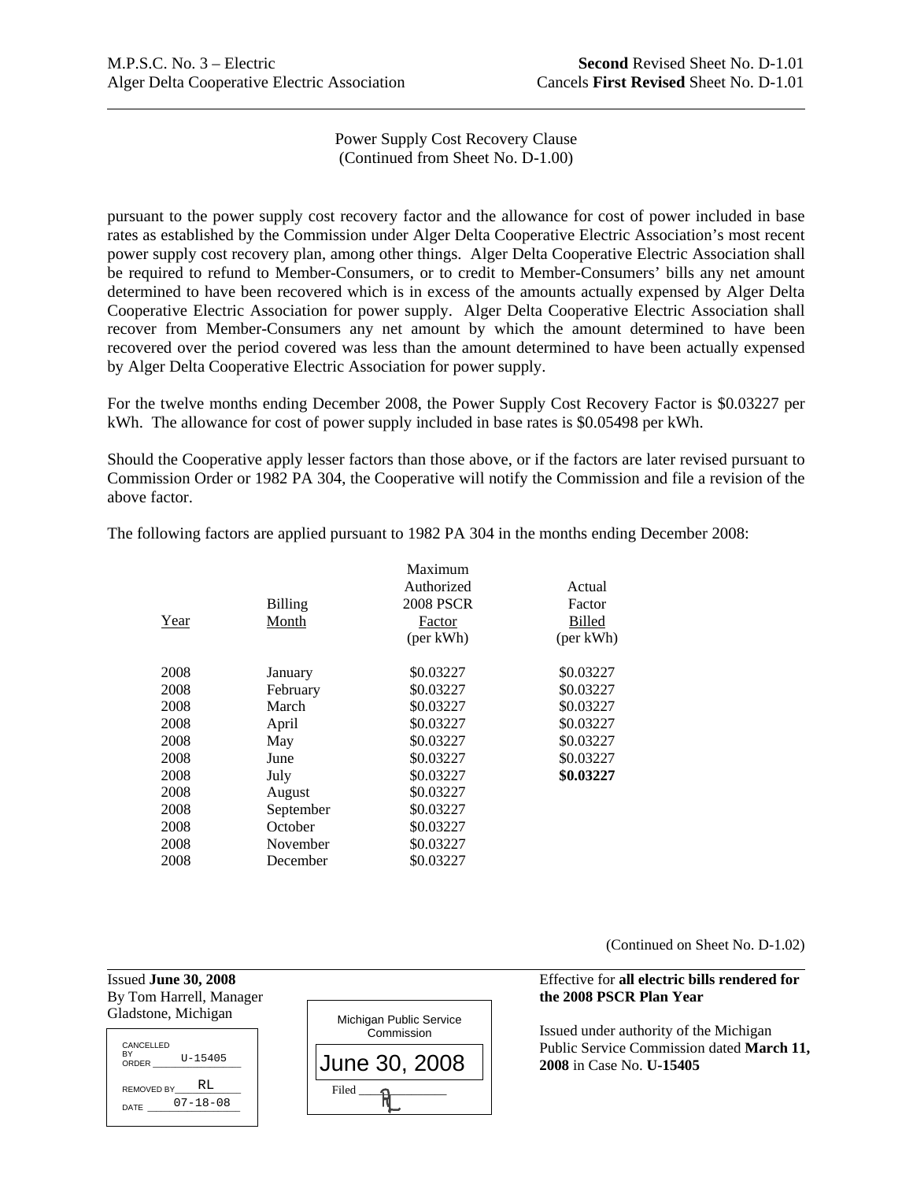M.P.S.C. No. 3 – Electric
Alger Delta Cooperative Electric Association

**Second** Revised Sheet No. D-1.01
Cancels **First Revised** Sheet No. D-1.01

Power Supply Cost Recovery Clause
(Continued from Sheet No. D-1.00)

pursuant to the power supply cost recovery factor and the allowance for cost of power included in base rates as established by the Commission under Alger Delta Cooperative Electric Association's most recent power supply cost recovery plan, among other things. Alger Delta Cooperative Electric Association shall be required to refund to Member-Consumers, or to credit to Member-Consumers' bills any net amount determined to have been recovered which is in excess of the amounts actually expensed by Alger Delta Cooperative Electric Association for power supply. Alger Delta Cooperative Electric Association shall recover from Member-Consumers any net amount by which the amount determined to have been recovered over the period covered was less than the amount determined to have been actually expensed by Alger Delta Cooperative Electric Association for power supply.

For the twelve months ending December 2008, the Power Supply Cost Recovery Factor is $0.03227 per kWh. The allowance for cost of power supply included in base rates is $0.05498 per kWh.

Should the Cooperative apply lesser factors than those above, or if the factors are later revised pursuant to Commission Order or 1982 PA 304, the Cooperative will notify the Commission and file a revision of the above factor.

The following factors are applied pursuant to 1982 PA 304 in the months ending December 2008:

| Year | Billing Month | Maximum Authorized 2008 PSCR Factor (per kWh) | Actual Factor Billed (per kWh) |
|---|---|---|---|
| 2008 | January | $0.03227 | $0.03227 |
| 2008 | February | $0.03227 | $0.03227 |
| 2008 | March | $0.03227 | $0.03227 |
| 2008 | April | $0.03227 | $0.03227 |
| 2008 | May | $0.03227 | $0.03227 |
| 2008 | June | $0.03227 | $0.03227 |
| 2008 | July | $0.03227 | **$0.03227** |
| 2008 | August | $0.03227 | |
| 2008 | September | $0.03227 | |
| 2008 | October | $0.03227 | |
| 2008 | November | $0.03227 | |
| 2008 | December | $0.03227 | |

(Continued on Sheet No. D-1.02)

Issued **June 30, 2008**
By Tom Harrell, Manager
Gladstone, Michigan

CANCELLED BY ORDER U-15405
REMOVED BY RL
DATE 07-18-08

Michigan Public Service Commission
June 30, 2008
Filed RL

Effective for **all electric bills rendered for the 2008 PSCR Plan Year**

Issued under authority of the Michigan Public Service Commission dated **March 11, 2008** in Case No. **U-15405**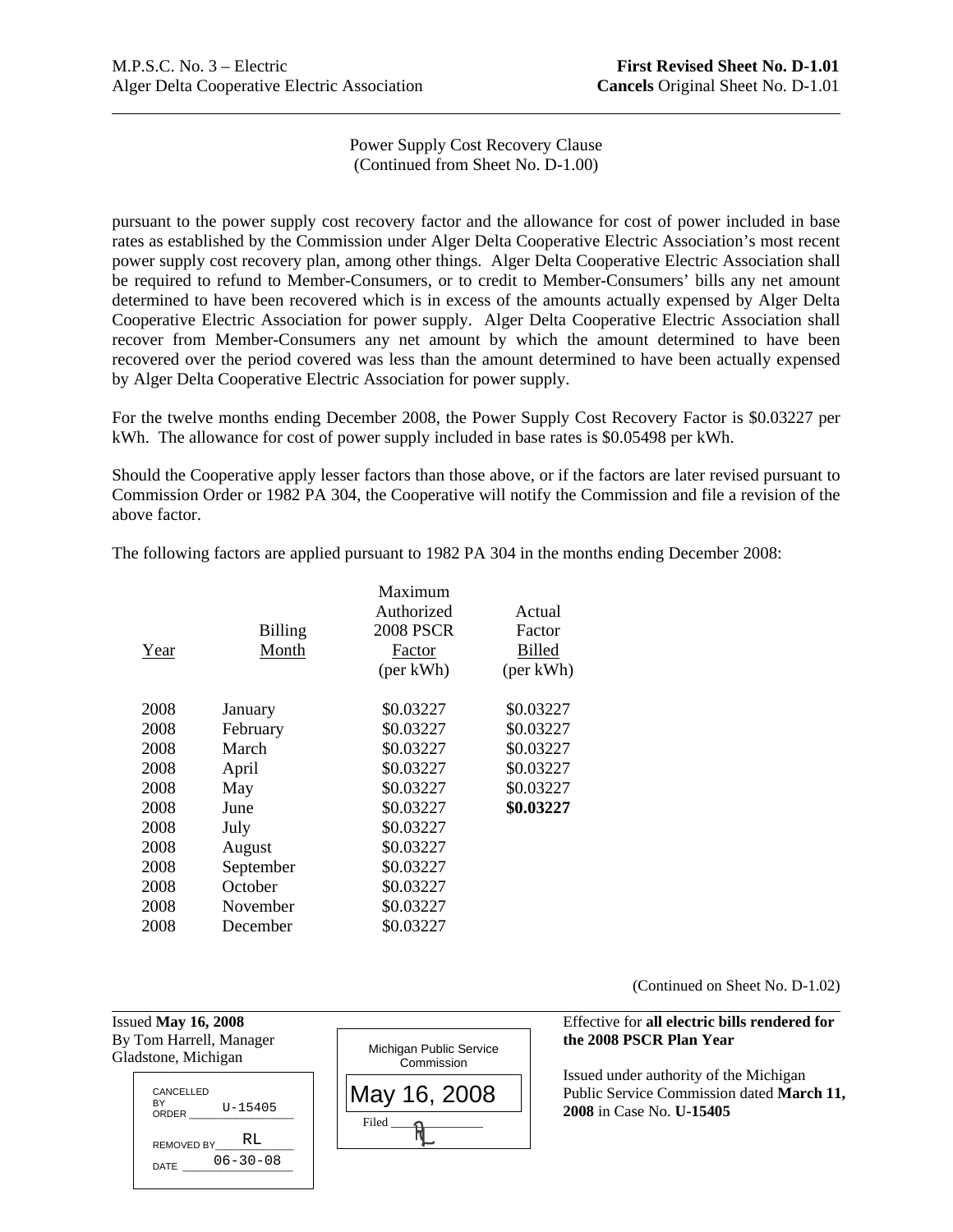M.P.S.C. No. 3 – Electric
Alger Delta Cooperative Electric Association

**First Revised Sheet No. D-1.01**
**Cancels** Original Sheet No. D-1.01

Power Supply Cost Recovery Clause
(Continued from Sheet No. D-1.00)

pursuant to the power supply cost recovery factor and the allowance for cost of power included in base rates as established by the Commission under Alger Delta Cooperative Electric Association's most recent power supply cost recovery plan, among other things. Alger Delta Cooperative Electric Association shall be required to refund to Member-Consumers, or to credit to Member-Consumers' bills any net amount determined to have been recovered which is in excess of the amounts actually expensed by Alger Delta Cooperative Electric Association for power supply. Alger Delta Cooperative Electric Association shall recover from Member-Consumers any net amount by which the amount determined to have been recovered over the period covered was less than the amount determined to have been actually expensed by Alger Delta Cooperative Electric Association for power supply.

For the twelve months ending December 2008, the Power Supply Cost Recovery Factor is $0.03227 per kWh. The allowance for cost of power supply included in base rates is $0.05498 per kWh.

Should the Cooperative apply lesser factors than those above, or if the factors are later revised pursuant to Commission Order or 1982 PA 304, the Cooperative will notify the Commission and file a revision of the above factor.

The following factors are applied pursuant to 1982 PA 304 in the months ending December 2008:

| Year | Billing Month | Maximum Authorized 2008 PSCR Factor (per kWh) | Actual Factor Billed (per kWh) |
|---|---|---|---|
| 2008 | January | $0.03227 | $0.03227 |
| 2008 | February | $0.03227 | $0.03227 |
| 2008 | March | $0.03227 | $0.03227 |
| 2008 | April | $0.03227 | $0.03227 |
| 2008 | May | $0.03227 | $0.03227 |
| 2008 | June | $0.03227 | **$0.03227** |
| 2008 | July | $0.03227 | |
| 2008 | August | $0.03227 | |
| 2008 | September | $0.03227 | |
| 2008 | October | $0.03227 | |
| 2008 | November | $0.03227 | |
| 2008 | December | $0.03227 | |

(Continued on Sheet No. D-1.02)

Issued **May 16, 2008**
By Tom Harrell, Manager
Gladstone, Michigan

CANCELLED BY ORDER U-15405
REMOVED BY RL
DATE 06-30-08

Michigan Public Service Commission
May 16, 2008
Filed

Effective for **all electric bills rendered for the 2008 PSCR Plan Year**

Issued under authority of the Michigan Public Service Commission dated **March 11, 2008** in Case No. **U-15405**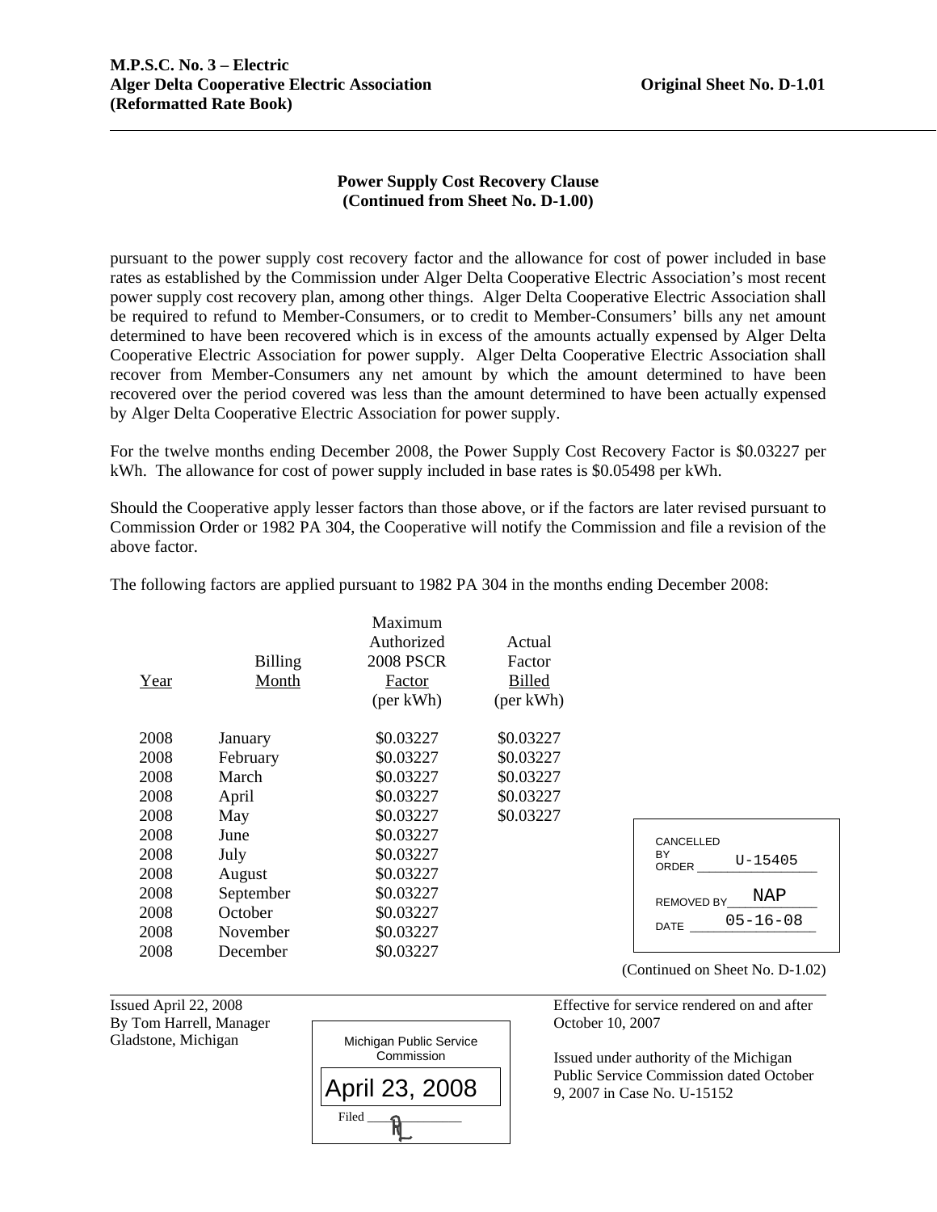**M.P.S.C. No. 3 – Electric**
**Alger Delta Cooperative Electric Association** **Original Sheet No. D-1.01**
**(Reformatted Rate Book)**

## Power Supply Cost Recovery Clause
## (Continued from Sheet No. D-1.00)

pursuant to the power supply cost recovery factor and the allowance for cost of power included in base rates as established by the Commission under Alger Delta Cooperative Electric Association's most recent power supply cost recovery plan, among other things. Alger Delta Cooperative Electric Association shall be required to refund to Member-Consumers, or to credit to Member-Consumers' bills any net amount determined to have been recovered which is in excess of the amounts actually expensed by Alger Delta Cooperative Electric Association for power supply. Alger Delta Cooperative Electric Association shall recover from Member-Consumers any net amount by which the amount determined to have been recovered over the period covered was less than the amount determined to have been actually expensed by Alger Delta Cooperative Electric Association for power supply.

For the twelve months ending December 2008, the Power Supply Cost Recovery Factor is $0.03227 per kWh. The allowance for cost of power supply included in base rates is $0.05498 per kWh.

Should the Cooperative apply lesser factors than those above, or if the factors are later revised pursuant to Commission Order or 1982 PA 304, the Cooperative will notify the Commission and file a revision of the above factor.

The following factors are applied pursuant to 1982 PA 304 in the months ending December 2008:

| Year | Billing Month | Maximum Authorized 2008 PSCR Factor (per kWh) | Actual Factor Billed (per kWh) |
|---|---|---|---|
| 2008 | January | $0.03227 | $0.03227 |
| 2008 | February | $0.03227 | $0.03227 |
| 2008 | March | $0.03227 | $0.03227 |
| 2008 | April | $0.03227 | $0.03227 |
| 2008 | May | $0.03227 | $0.03227 |
| 2008 | June | $0.03227 | |
| 2008 | July | $0.03227 | |
| 2008 | August | $0.03227 | |
| 2008 | September | $0.03227 | |
| 2008 | October | $0.03227 | |
| 2008 | November | $0.03227 | |
| 2008 | December | $0.03227 | |

CANCELLED BY ORDER U-15405
REMOVED BY NAP
DATE 05-16-08

(Continued on Sheet No. D-1.02)

Issued April 22, 2008
By Tom Harrell, Manager
Gladstone, Michigan

Michigan Public Service Commission
April 23, 2008
Filed

Effective for service rendered on and after October 10, 2007

Issued under authority of the Michigan Public Service Commission dated October 9, 2007 in Case No. U-15152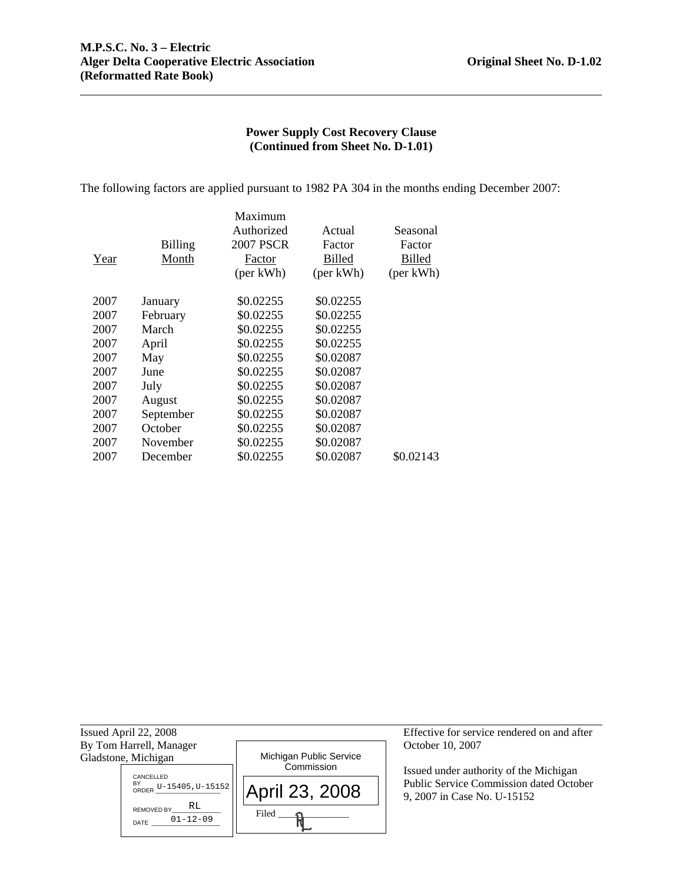**M.P.S.C. No. 3 – Electric**
**Alger Delta Cooperative Electric Association** **Original Sheet No. D-1.02**
**(Reformatted Rate Book)**

**Power Supply Cost Recovery Clause**
**(Continued from Sheet No. D-1.01)**

The following factors are applied pursuant to 1982 PA 304 in the months ending December 2007:

| Year | Billing Month | Maximum Authorized 2007 PSCR Factor (per kWh) | Actual Factor Billed (per kWh) | Seasonal Factor Billed (per kWh) |
|---|---|---|---|---|
| 2007 | January | \$0.02255 | \$0.02255 | |
| 2007 | February | \$0.02255 | \$0.02255 | |
| 2007 | March | \$0.02255 | \$0.02255 | |
| 2007 | April | \$0.02255 | \$0.02255 | |
| 2007 | May | \$0.02255 | \$0.02087 | |
| 2007 | June | \$0.02255 | \$0.02087 | |
| 2007 | July | \$0.02255 | \$0.02087 | |
| 2007 | August | \$0.02255 | \$0.02087 | |
| 2007 | September | \$0.02255 | \$0.02087 | |
| 2007 | October | \$0.02255 | \$0.02087 | |
| 2007 | November | \$0.02255 | \$0.02087 | |
| 2007 | December | \$0.02255 | \$0.02087 | \$0.02143 |

Issued April 22, 2008
By Tom Harrell, Manager
Gladstone, Michigan

CANCELLED BY ORDER U-15405,U-15152
REMOVED BY RL
DATE 01-12-09

Michigan Public Service Commission
April 23, 2008
Filed

Effective for service rendered on and after October 10, 2007

Issued under authority of the Michigan Public Service Commission dated October 9, 2007 in Case No. U-15152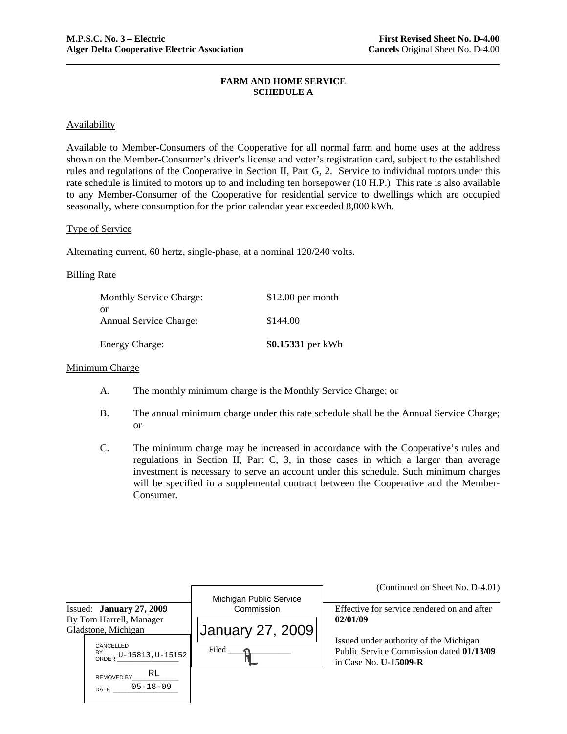M.P.S.C. No. 3 – Electric
Alger Delta Cooperative Electric Association

First Revised Sheet No. D-4.00
Cancels Original Sheet No. D-4.00

## FARM AND HOME SERVICE
## SCHEDULE A

### Availability

Available to Member-Consumers of the Cooperative for all normal farm and home uses at the address shown on the Member-Consumer's driver's license and voter's registration card, subject to the established rules and regulations of the Cooperative in Section II, Part G, 2. Service to individual motors under this rate schedule is limited to motors up to and including ten horsepower (10 H.P.) This rate is also available to any Member-Consumer of the Cooperative for residential service to dwellings which are occupied seasonally, where consumption for the prior calendar year exceeded 8,000 kWh.

### Type of Service

Alternating current, 60 hertz, single-phase, at a nominal 120/240 volts.

### Billing Rate

| | |
|---|---|
| Monthly Service Charge: | $12.00 per month |
| or | |
| Annual Service Charge: | $144.00 |
| Energy Charge: | **$0.15331** per kWh |

### Minimum Charge

A. The monthly minimum charge is the Monthly Service Charge; or

B. The annual minimum charge under this rate schedule shall be the Annual Service Charge; or

C. The minimum charge may be increased in accordance with the Cooperative's rules and regulations in Section II, Part C, 3, in those cases in which a larger than average investment is necessary to serve an account under this schedule. Such minimum charges will be specified in a supplemental contract between the Cooperative and the Member-Consumer.

(Continued on Sheet No. D-4.01)

Issued: **January 27, 2009**
By Tom Harrell, Manager
Gladstone, Michigan

Michigan Public Service Commission
January 27, 2009
Filed AL

Effective for service rendered on and after **02/01/09**

Issued under authority of the Michigan Public Service Commission dated **01/13/09** in Case No. **U-15009-R**

CANCELLED BY ORDER U-15813,U-15152
REMOVED BY RL
DATE 05-18-09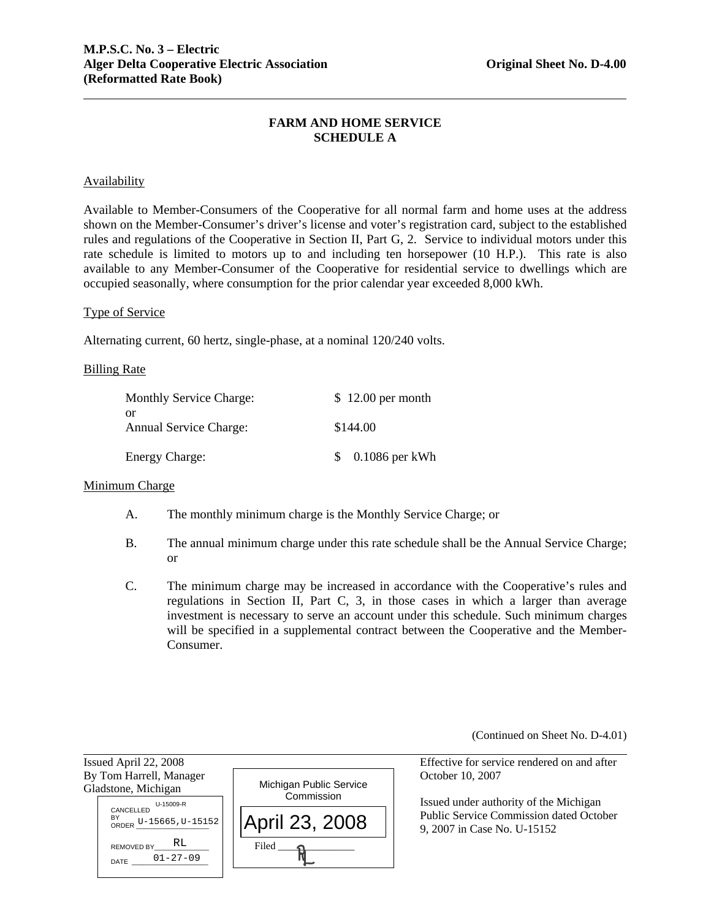M.P.S.C. No. 3 – Electric
Alger Delta Cooperative Electric Association — Original Sheet No. D-4.00
(Reformatted Rate Book)

## FARM AND HOME SERVICE
## SCHEDULE A

### Availability

Available to Member-Consumers of the Cooperative for all normal farm and home uses at the address shown on the Member-Consumer's driver's license and voter's registration card, subject to the established rules and regulations of the Cooperative in Section II, Part G, 2. Service to individual motors under this rate schedule is limited to motors up to and including ten horsepower (10 H.P.). This rate is also available to any Member-Consumer of the Cooperative for residential service to dwellings which are occupied seasonally, where consumption for the prior calendar year exceeded 8,000 kWh.

### Type of Service

Alternating current, 60 hertz, single-phase, at a nominal 120/240 volts.

### Billing Rate

| | |
|---|---|
| Monthly Service Charge: | $ 12.00 per month |
| or | |
| Annual Service Charge: | $144.00 |
| Energy Charge: | $ 0.1086 per kWh |

### Minimum Charge

A. The monthly minimum charge is the Monthly Service Charge; or

B. The annual minimum charge under this rate schedule shall be the Annual Service Charge; or

C. The minimum charge may be increased in accordance with the Cooperative's rules and regulations in Section II, Part C, 3, in those cases in which a larger than average investment is necessary to serve an account under this schedule. Such minimum charges will be specified in a supplemental contract between the Cooperative and the Member-Consumer.

(Continued on Sheet No. D-4.01)

Issued April 22, 2008
By Tom Harrell, Manager
Gladstone, Michigan

CANCELLED BY ORDER U-15009-R U-15665,U-15152
REMOVED BY RL
DATE 01-27-09

Michigan Public Service Commission
April 23, 2008
Filed AL

Effective for service rendered on and after October 10, 2007

Issued under authority of the Michigan Public Service Commission dated October 9, 2007 in Case No. U-15152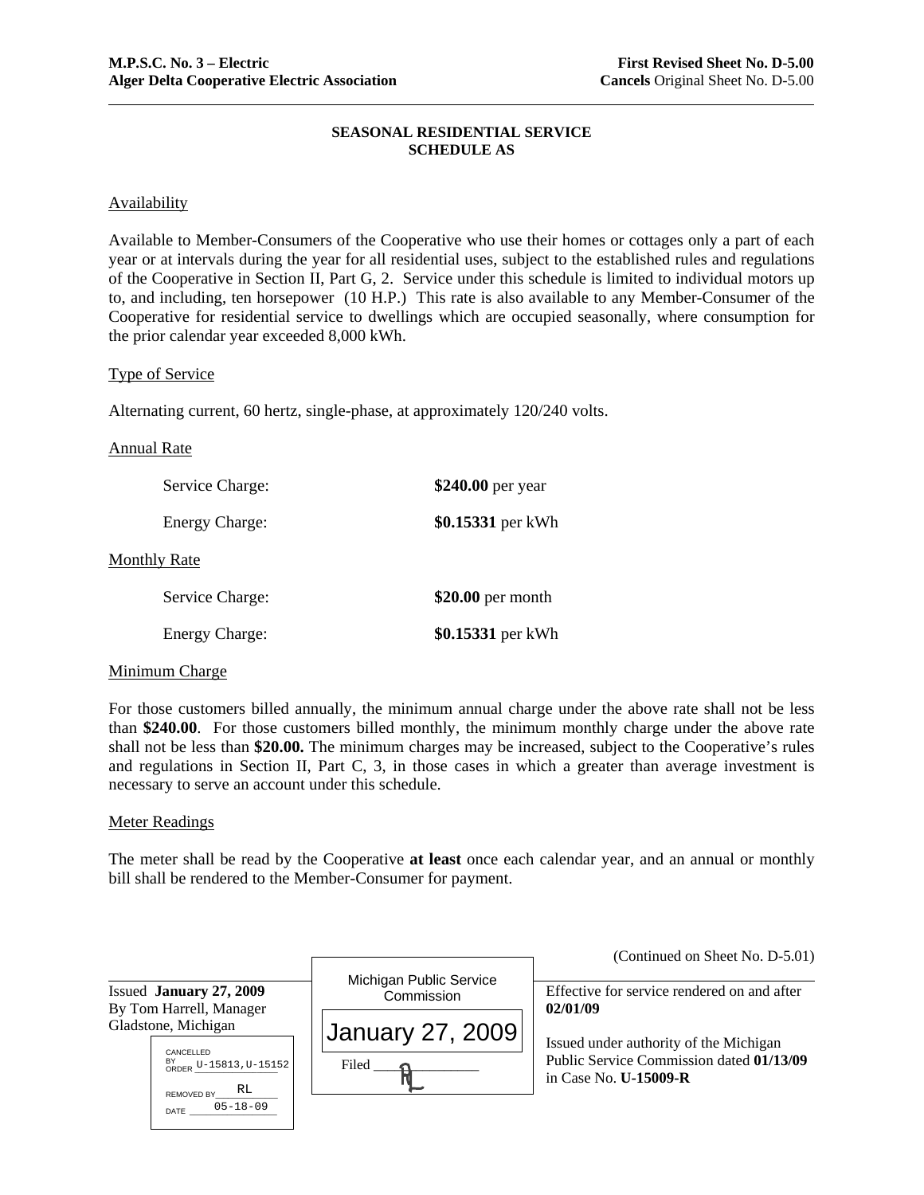M.P.S.C. No. 3 – Electric
Alger Delta Cooperative Electric Association

First Revised Sheet No. D-5.00
Cancels Original Sheet No. D-5.00

## SEASONAL RESIDENTIAL SERVICE
## SCHEDULE AS

### Availability

Available to Member-Consumers of the Cooperative who use their homes or cottages only a part of each year or at intervals during the year for all residential uses, subject to the established rules and regulations of the Cooperative in Section II, Part G, 2. Service under this schedule is limited to individual motors up to, and including, ten horsepower (10 H.P.) This rate is also available to any Member-Consumer of the Cooperative for residential service to dwellings which are occupied seasonally, where consumption for the prior calendar year exceeded 8,000 kWh.

### Type of Service

Alternating current, 60 hertz, single-phase, at approximately 120/240 volts.

### Annual Rate

| | |
|---|---|
| Service Charge: | **$240.00** per year |
| Energy Charge: | **$0.15331** per kWh |

### Monthly Rate

| | |
|---|---|
| Service Charge: | **$20.00** per month |
| Energy Charge: | **$0.15331** per kWh |

### Minimum Charge

For those customers billed annually, the minimum annual charge under the above rate shall not be less than **$240.00**. For those customers billed monthly, the minimum monthly charge under the above rate shall not be less than **$20.00.** The minimum charges may be increased, subject to the Cooperative's rules and regulations in Section II, Part C, 3, in those cases in which a greater than average investment is necessary to serve an account under this schedule.

### Meter Readings

The meter shall be read by the Cooperative **at least** once each calendar year, and an annual or monthly bill shall be rendered to the Member-Consumer for payment.

(Continued on Sheet No. D-5.01)

Issued **January 27, 2009**
By Tom Harrell, Manager
Gladstone, Michigan

CANCELLED BY ORDER U-15813,U-15152
REMOVED BY RL
DATE 05-18-09

Michigan Public Service Commission
January 27, 2009
Filed RL

Effective for service rendered on and after **02/01/09**

Issued under authority of the Michigan Public Service Commission dated **01/13/09** in Case No. **U-15009-R**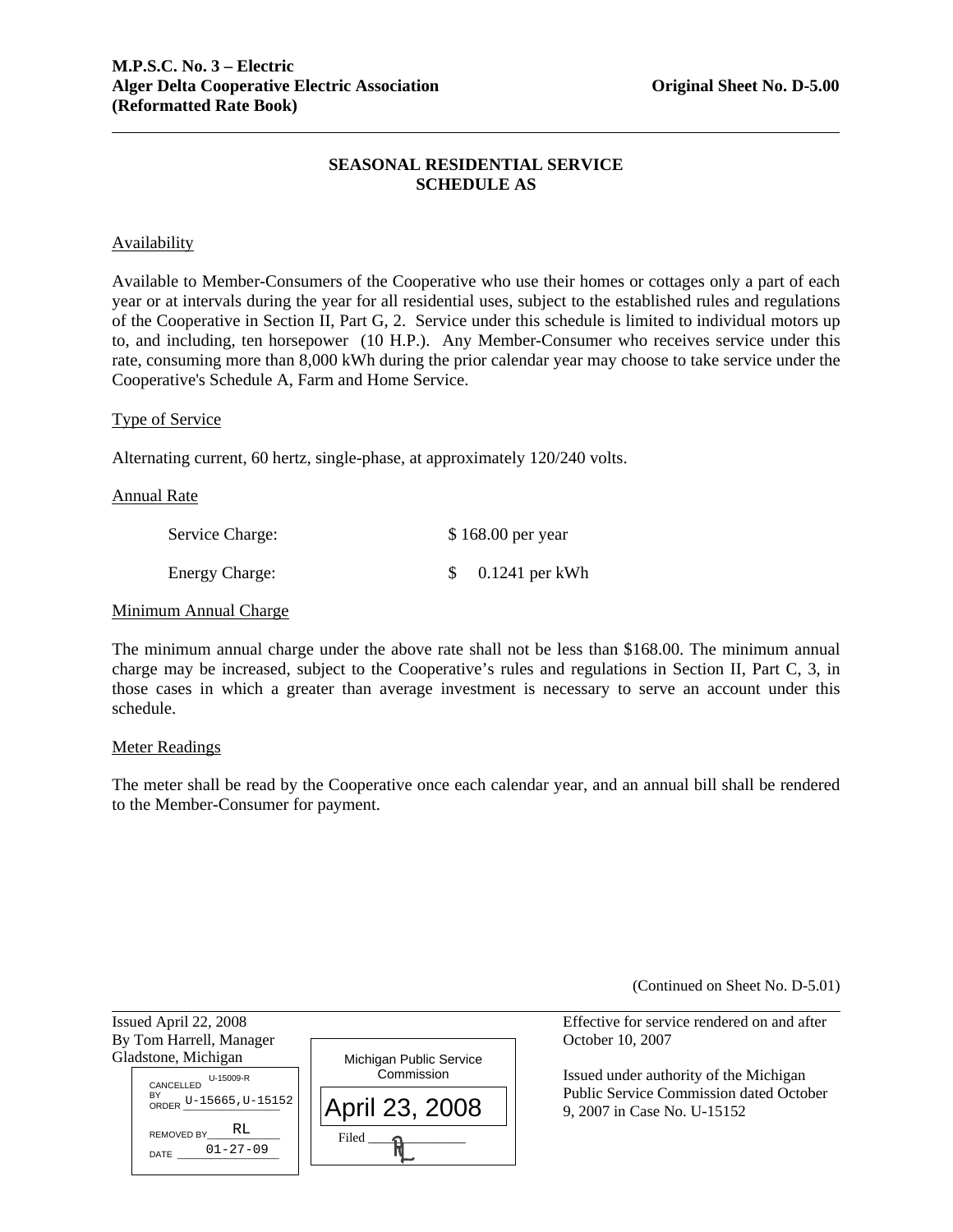**M.P.S.C. No. 3 – Electric**
**Alger Delta Cooperative Electric Association** **Original Sheet No. D-5.00**
**(Reformatted Rate Book)**

---

## SEASONAL RESIDENTIAL SERVICE
## SCHEDULE AS

Availability

Available to Member-Consumers of the Cooperative who use their homes or cottages only a part of each year or at intervals during the year for all residential uses, subject to the established rules and regulations of the Cooperative in Section II, Part G, 2. Service under this schedule is limited to individual motors up to, and including, ten horsepower (10 H.P.). Any Member-Consumer who receives service under this rate, consuming more than 8,000 kWh during the prior calendar year may choose to take service under the Cooperative's Schedule A, Farm and Home Service.

Type of Service

Alternating current, 60 hertz, single-phase, at approximately 120/240 volts.

Annual Rate

| | |
|---|---|
| Service Charge: | $ 168.00 per year |
| Energy Charge: | $ 0.1241 per kWh |

Minimum Annual Charge

The minimum annual charge under the above rate shall not be less than $168.00. The minimum annual charge may be increased, subject to the Cooperative's rules and regulations in Section II, Part C, 3, in those cases in which a greater than average investment is necessary to serve an account under this schedule.

Meter Readings

The meter shall be read by the Cooperative once each calendar year, and an annual bill shall be rendered to the Member-Consumer for payment.

(Continued on Sheet No. D-5.01)

---

Issued April 22, 2008
By Tom Harrell, Manager
Gladstone, Michigan

CANCELLED BY ORDER U-15665,U-15152 (U-15009-R)
REMOVED BY RL
DATE 01-27-09

Michigan Public Service Commission
April 23, 2008
Filed RL

Effective for service rendered on and after October 10, 2007

Issued under authority of the Michigan Public Service Commission dated October 9, 2007 in Case No. U-15152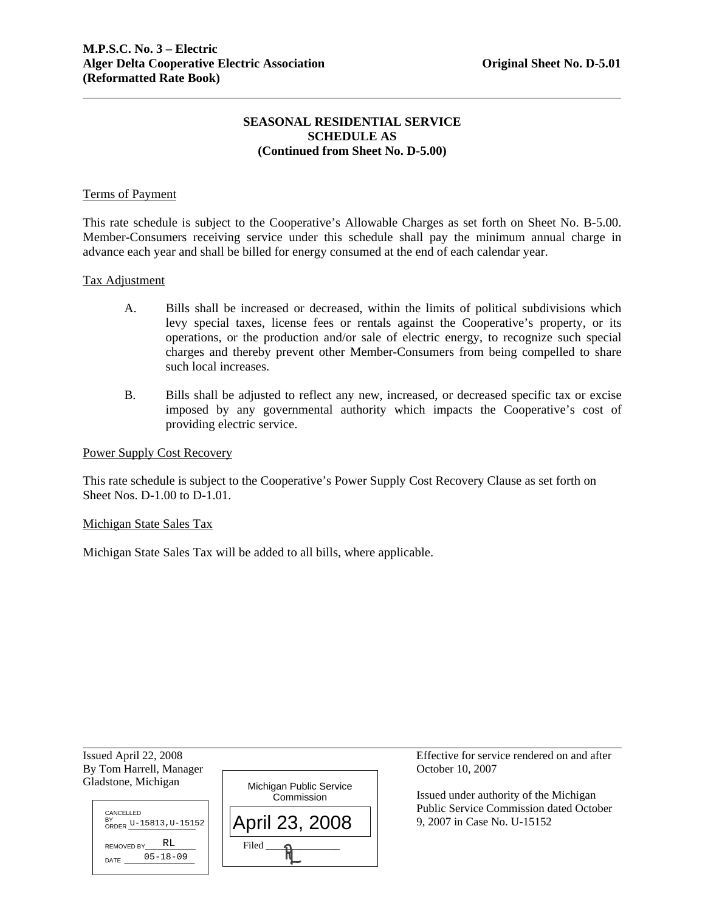M.P.S.C. No. 3 – Electric
Alger Delta Cooperative Electric Association
(Reformatted Rate Book)

Original Sheet No. D-5.01

## SEASONAL RESIDENTIAL SERVICE
## SCHEDULE AS
## (Continued from Sheet No. D-5.00)

Terms of Payment

This rate schedule is subject to the Cooperative's Allowable Charges as set forth on Sheet No. B-5.00. Member-Consumers receiving service under this schedule shall pay the minimum annual charge in advance each year and shall be billed for energy consumed at the end of each calendar year.

Tax Adjustment

A. Bills shall be increased or decreased, within the limits of political subdivisions which levy special taxes, license fees or rentals against the Cooperative's property, or its operations, or the production and/or sale of electric energy, to recognize such special charges and thereby prevent other Member-Consumers from being compelled to share such local increases.

B. Bills shall be adjusted to reflect any new, increased, or decreased specific tax or excise imposed by any governmental authority which impacts the Cooperative's cost of providing electric service.

Power Supply Cost Recovery

This rate schedule is subject to the Cooperative's Power Supply Cost Recovery Clause as set forth on Sheet Nos. D-1.00 to D-1.01.

Michigan State Sales Tax

Michigan State Sales Tax will be added to all bills, where applicable.

Issued April 22, 2008
By Tom Harrell, Manager
Gladstone, Michigan

CANCELLED BY ORDER U-15813,U-15152
REMOVED BY RL
DATE 05-18-09

Michigan Public Service Commission
April 23, 2008
Filed RL

Effective for service rendered on and after October 10, 2007

Issued under authority of the Michigan Public Service Commission dated October 9, 2007 in Case No. U-15152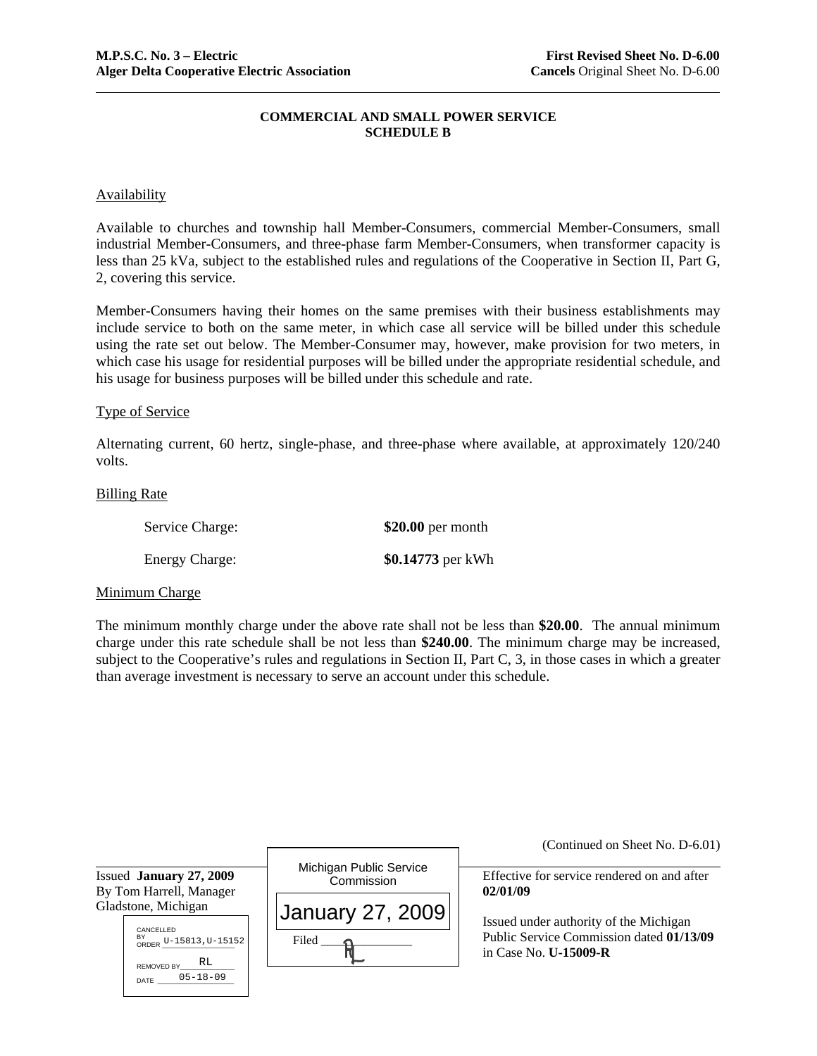M.P.S.C. No. 3 – Electric
Alger Delta Cooperative Electric Association

**First Revised Sheet No. D-6.00**
**Cancels** Original Sheet No. D-6.00

## COMMERCIAL AND SMALL POWER SERVICE
## SCHEDULE B

Availability

Available to churches and township hall Member-Consumers, commercial Member-Consumers, small industrial Member-Consumers, and three-phase farm Member-Consumers, when transformer capacity is less than 25 kVa, subject to the established rules and regulations of the Cooperative in Section II, Part G, 2, covering this service.

Member-Consumers having their homes on the same premises with their business establishments may include service to both on the same meter, in which case all service will be billed under this schedule using the rate set out below. The Member-Consumer may, however, make provision for two meters, in which case his usage for residential purposes will be billed under the appropriate residential schedule, and his usage for business purposes will be billed under this schedule and rate.

Type of Service

Alternating current, 60 hertz, single-phase, and three-phase where available, at approximately 120/240 volts.

Billing Rate

| | |
|---|---|
| Service Charge: | **$20.00** per month |
| Energy Charge: | **$0.14773** per kWh |

Minimum Charge

The minimum monthly charge under the above rate shall not be less than **$20.00**. The annual minimum charge under this rate schedule shall be not less than **$240.00**. The minimum charge may be increased, subject to the Cooperative's rules and regulations in Section II, Part C, 3, in those cases in which a greater than average investment is necessary to serve an account under this schedule.

(Continued on Sheet No. D-6.01)

Issued **January 27, 2009**
By Tom Harrell, Manager
Gladstone, Michigan

CANCELLED BY ORDER U-15813,U-15152
REMOVED BY RL
DATE 05-18-09

Michigan Public Service Commission
January 27, 2009
Filed

Effective for service rendered on and after **02/01/09**

Issued under authority of the Michigan Public Service Commission dated **01/13/09** in Case No. **U-15009-R**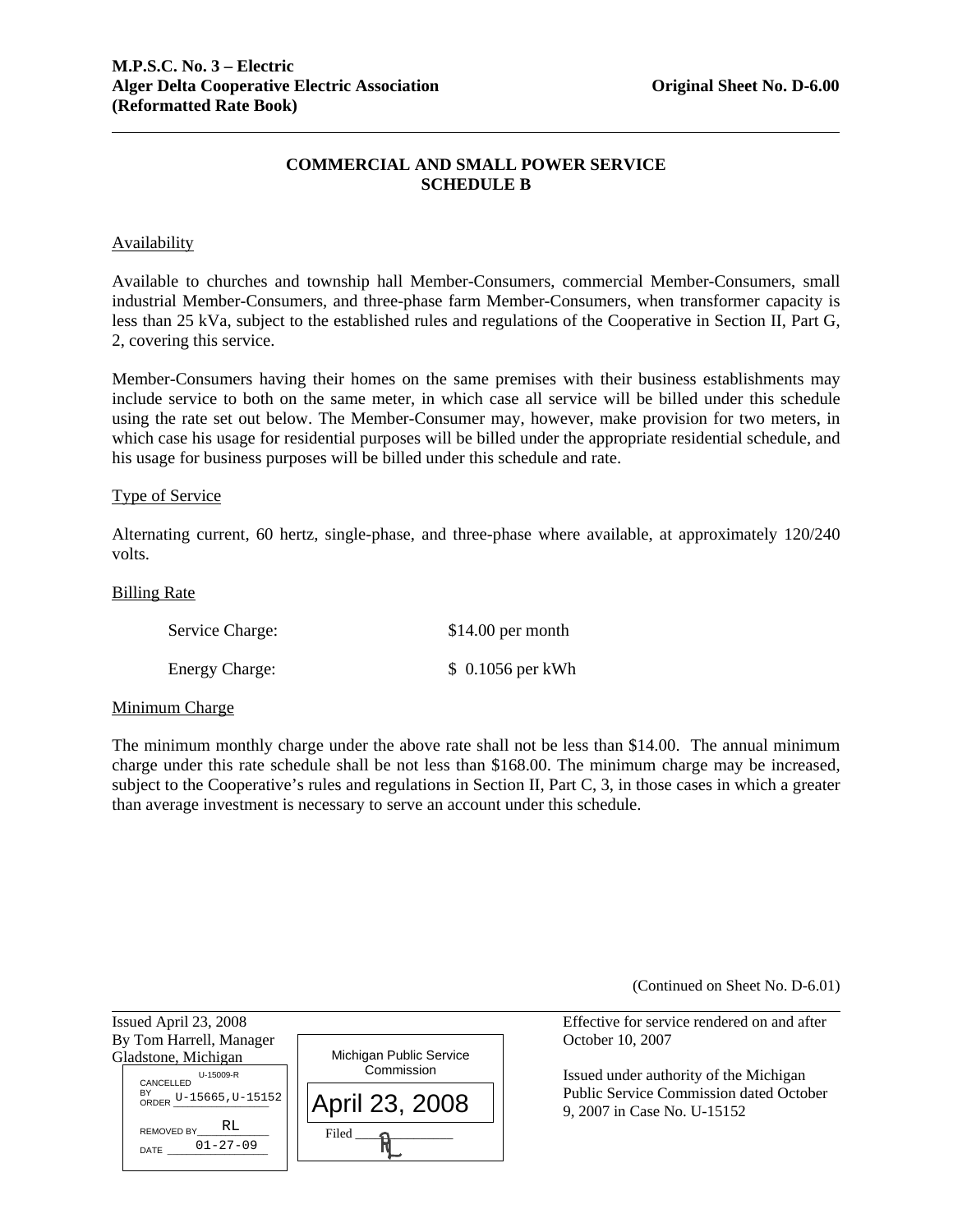M.P.S.C. No. 3 – Electric
Alger Delta Cooperative Electric Association — Original Sheet No. D-6.00
(Reformatted Rate Book)

## COMMERCIAL AND SMALL POWER SERVICE
## SCHEDULE B

Availability

Available to churches and township hall Member-Consumers, commercial Member-Consumers, small industrial Member-Consumers, and three-phase farm Member-Consumers, when transformer capacity is less than 25 kVa, subject to the established rules and regulations of the Cooperative in Section II, Part G, 2, covering this service.

Member-Consumers having their homes on the same premises with their business establishments may include service to both on the same meter, in which case all service will be billed under this schedule using the rate set out below. The Member-Consumer may, however, make provision for two meters, in which case his usage for residential purposes will be billed under the appropriate residential schedule, and his usage for business purposes will be billed under this schedule and rate.

Type of Service

Alternating current, 60 hertz, single-phase, and three-phase where available, at approximately 120/240 volts.

Billing Rate

| | |
|---|---|
| Service Charge: | $14.00 per month |
| Energy Charge: | $ 0.1056 per kWh |

Minimum Charge

The minimum monthly charge under the above rate shall not be less than $14.00. The annual minimum charge under this rate schedule shall not be less than $168.00. The minimum charge may be increased, subject to the Cooperative's rules and regulations in Section II, Part C, 3, in those cases in which a greater than average investment is necessary to serve an account under this schedule.

(Continued on Sheet No. D-6.01)

Issued April 23, 2008
By Tom Harrell, Manager
Gladstone, Michigan

CANCELLED BY ORDER U-15665, U-15152 (U-15009-R)
REMOVED BY RL
DATE 01-27-09

Michigan Public Service Commission
April 23, 2008
Filed RL

Effective for service rendered on and after October 10, 2007

Issued under authority of the Michigan Public Service Commission dated October 9, 2007 in Case No. U-15152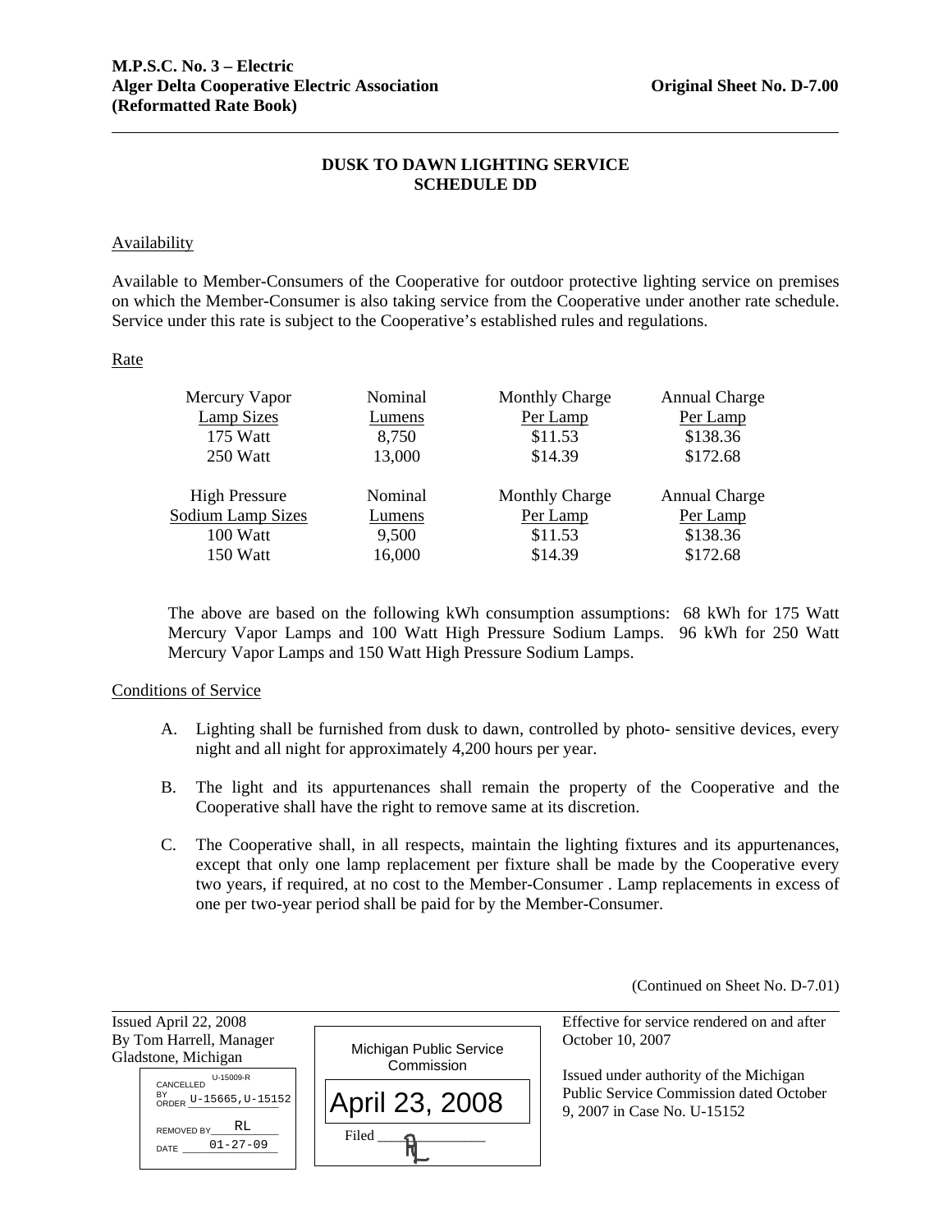# DUSK TO DAWN LIGHTING SERVICE
## SCHEDULE DD

Availability

Available to Member-Consumers of the Cooperative for outdoor protective lighting service on premises on which the Member-Consumer is also taking service from the Cooperative under another rate schedule. Service under this rate is subject to the Cooperative's established rules and regulations.

Rate

| Mercury Vapor Lamp Sizes | Nominal Lumens | Monthly Charge Per Lamp | Annual Charge Per Lamp |
|---|---|---|---|
| 175 Watt | 8,750 | $11.53 | $138.36 |
| 250 Watt | 13,000 | $14.39 | $172.68 |

| High Pressure Sodium Lamp Sizes | Nominal Lumens | Monthly Charge Per Lamp | Annual Charge Per Lamp |
|---|---|---|---|
| 100 Watt | 9,500 | $11.53 | $138.36 |
| 150 Watt | 16,000 | $14.39 | $172.68 |

The above are based on the following kWh consumption assumptions: 68 kWh for 175 Watt Mercury Vapor Lamps and 100 Watt High Pressure Sodium Lamps. 96 kWh for 250 Watt Mercury Vapor Lamps and 150 Watt High Pressure Sodium Lamps.

Conditions of Service

A. Lighting shall be furnished from dusk to dawn, controlled by photo- sensitive devices, every night and all night for approximately 4,200 hours per year.

B. The light and its appurtenances shall remain the property of the Cooperative and the Cooperative shall have the right to remove same at its discretion.

C. The Cooperative shall, in all respects, maintain the lighting fixtures and its appurtenances, except that only one lamp replacement per fixture shall be made by the Cooperative every two years, if required, at no cost to the Member-Consumer . Lamp replacements in excess of one per two-year period shall be paid for by the Member-Consumer.

(Continued on Sheet No. D-7.01)

Issued April 22, 2008
By Tom Harrell, Manager
Gladstone, Michigan

CANCELLED BY ORDER U-15009-R U-15665,U-15152
REMOVED BY RL
DATE 01-27-09

Michigan Public Service Commission
April 23, 2008
Filed

Effective for service rendered on and after October 10, 2007

Issued under authority of the Michigan Public Service Commission dated October 9, 2007 in Case No. U-15152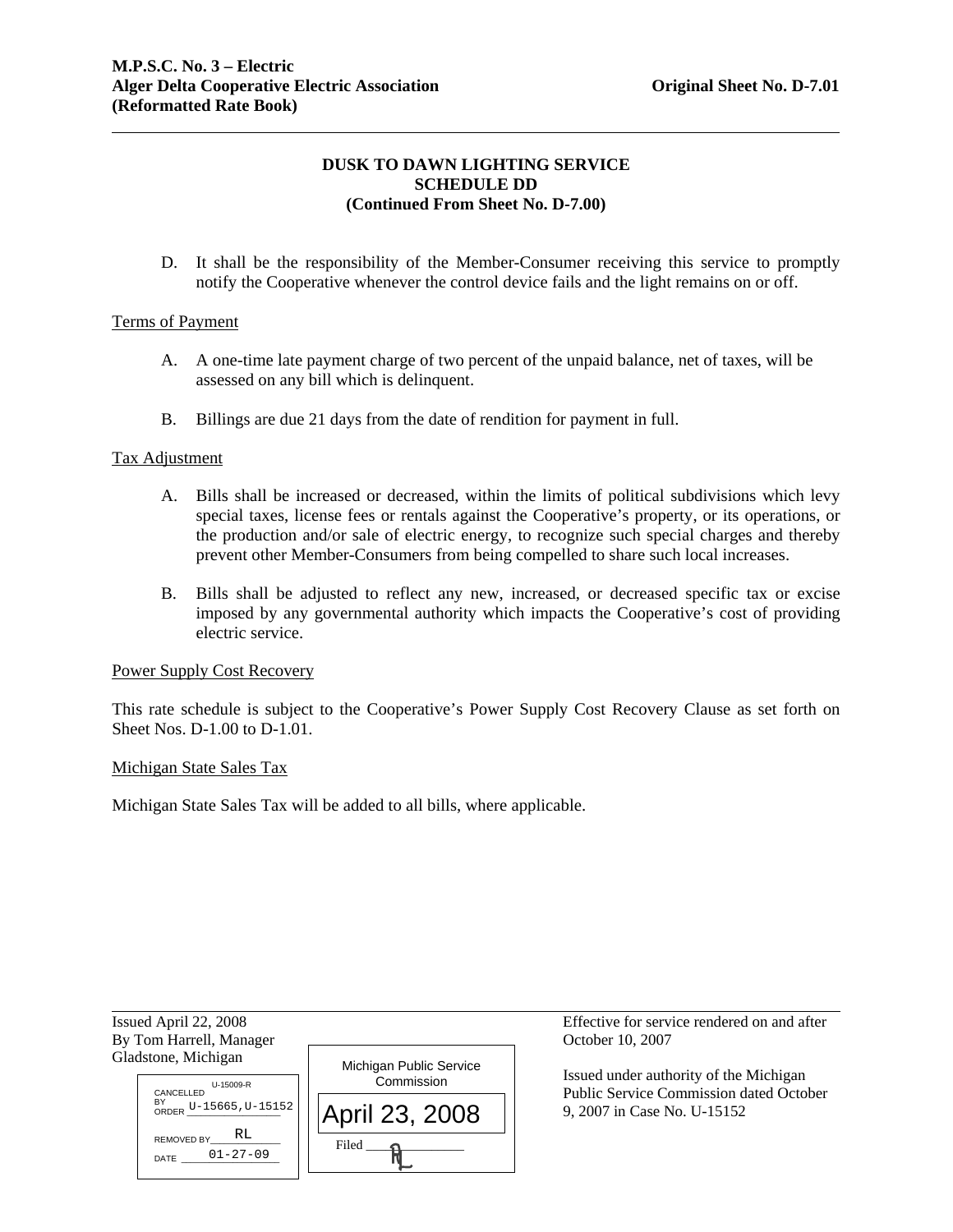**M.P.S.C. No. 3 – Electric**
**Alger Delta Cooperative Electric Association** **Original Sheet No. D-7.01**
**(Reformatted Rate Book)**

## DUSK TO DAWN LIGHTING SERVICE
## SCHEDULE DD
### (Continued From Sheet No. D-7.00)

D. It shall be the responsibility of the Member-Consumer receiving this service to promptly notify the Cooperative whenever the control device fails and the light remains on or off.

<u>Terms of Payment</u>

A. A one-time late payment charge of two percent of the unpaid balance, net of taxes, will be assessed on any bill which is delinquent.

B. Billings are due 21 days from the date of rendition for payment in full.

<u>Tax Adjustment</u>

A. Bills shall be increased or decreased, within the limits of political subdivisions which levy special taxes, license fees or rentals against the Cooperative's property, or its operations, or the production and/or sale of electric energy, to recognize such special charges and thereby prevent other Member-Consumers from being compelled to share such local increases.

B. Bills shall be adjusted to reflect any new, increased, or decreased specific tax or excise imposed by any governmental authority which impacts the Cooperative's cost of providing electric service.

<u>Power Supply Cost Recovery</u>

This rate schedule is subject to the Cooperative's Power Supply Cost Recovery Clause as set forth on Sheet Nos. D-1.00 to D-1.01.

<u>Michigan State Sales Tax</u>

Michigan State Sales Tax will be added to all bills, where applicable.

Issued April 22, 2008
By Tom Harrell, Manager
Gladstone, Michigan

CANCELLED BY ORDER U-15009-R U-15665,U-15152
REMOVED BY RL
DATE 01-27-09

Michigan Public Service Commission
April 23, 2008
Filed

Effective for service rendered on and after October 10, 2007

Issued under authority of the Michigan Public Service Commission dated October 9, 2007 in Case No. U-15152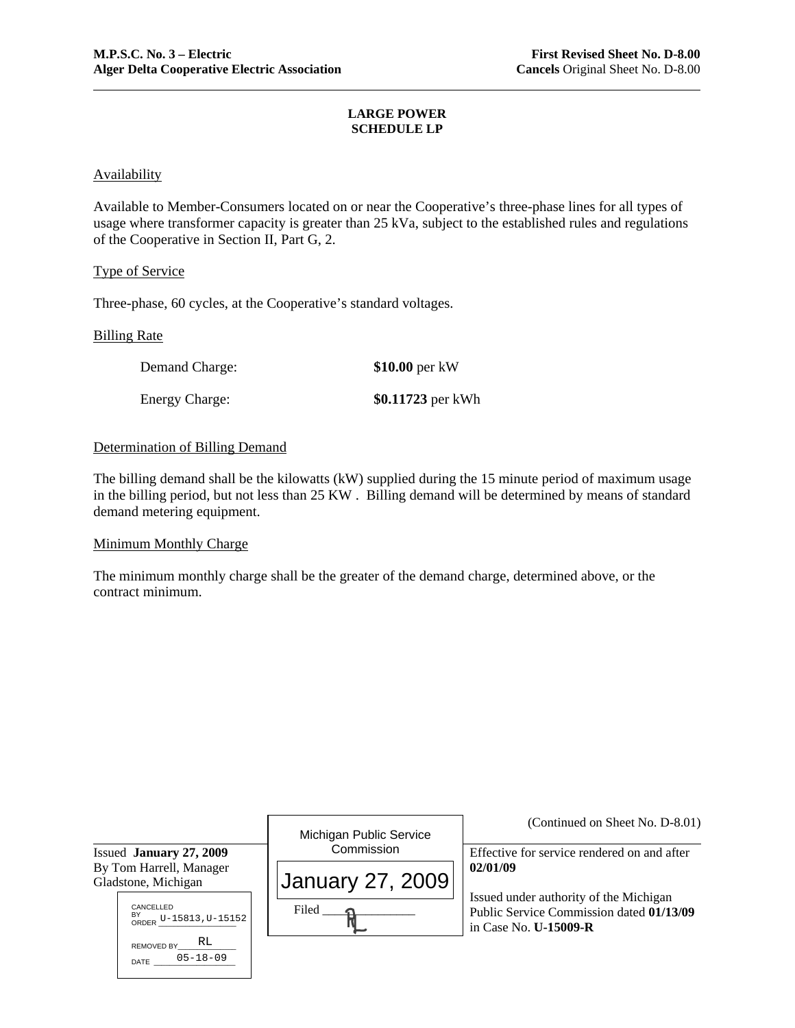**M.P.S.C. No. 3 – Electric**
**Alger Delta Cooperative Electric Association**

**First Revised Sheet No. D-8.00**
**Cancels** Original Sheet No. D-8.00

## LARGE POWER
## SCHEDULE LP

Availability

Available to Member-Consumers located on or near the Cooperative's three-phase lines for all types of usage where transformer capacity is greater than 25 kVa, subject to the established rules and regulations of the Cooperative in Section II, Part G, 2.

Type of Service

Three-phase, 60 cycles, at the Cooperative's standard voltages.

Billing Rate

| | |
|---|---|
| Demand Charge: | **$10.00** per kW |
| Energy Charge: | **$0.11723** per kWh |

Determination of Billing Demand

The billing demand shall be the kilowatts (kW) supplied during the 15 minute period of maximum usage in the billing period, but not less than 25 KW . Billing demand will be determined by means of standard demand metering equipment.

Minimum Monthly Charge

The minimum monthly charge shall be the greater of the demand charge, determined above, or the contract minimum.

(Continued on Sheet No. D-8.01)

Issued **January 27, 2009**
By Tom Harrell, Manager
Gladstone, Michigan

CANCELLED BY ORDER U-15813,U-15152
REMOVED BY RL
DATE 05-18-09

Michigan Public Service Commission
January 27, 2009
Filed RL

Effective for service rendered on and after **02/01/09**

Issued under authority of the Michigan Public Service Commission dated **01/13/09** in Case No. **U-15009-R**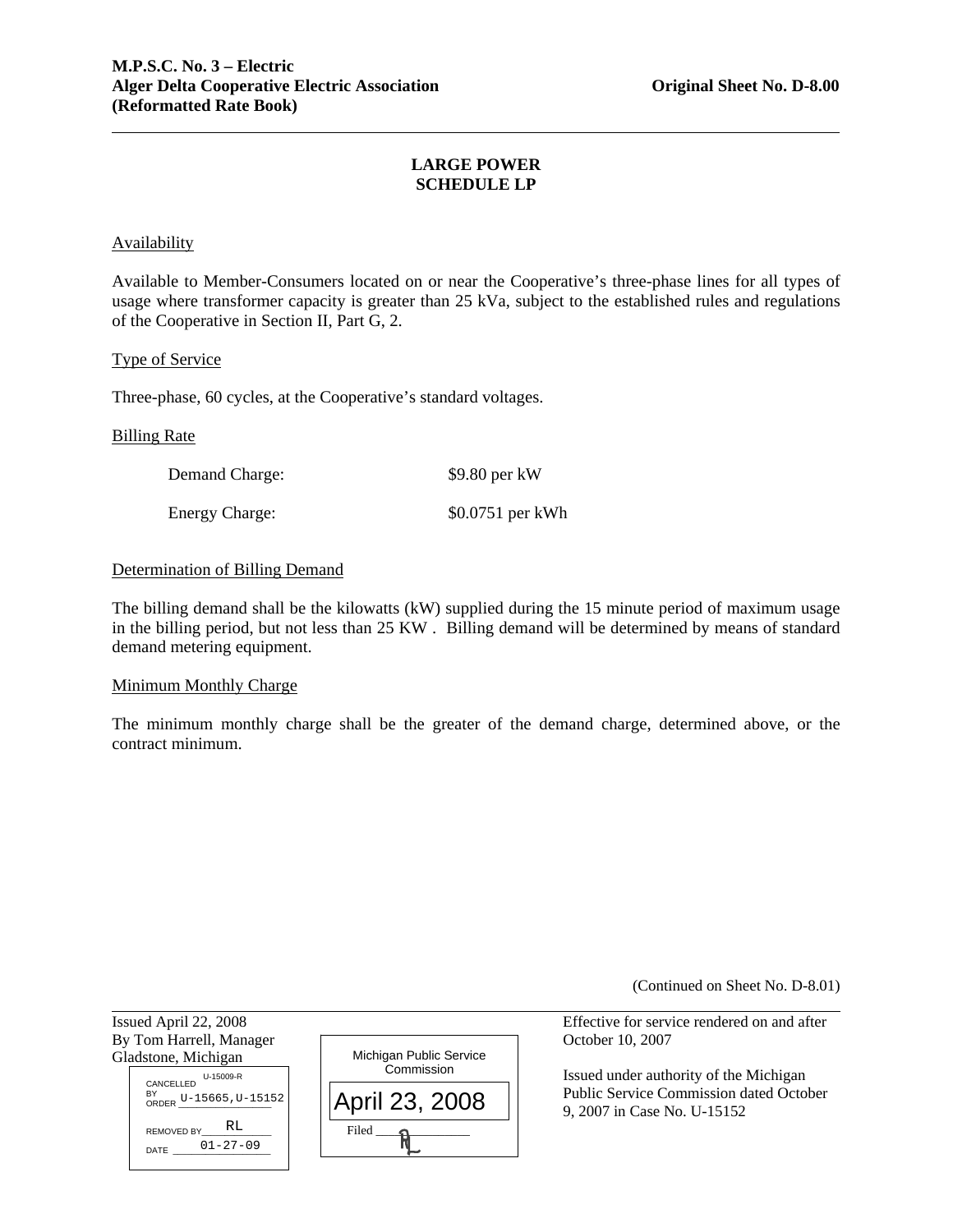**M.P.S.C. No. 3 – Electric**
**Alger Delta Cooperative Electric Association** **Original Sheet No. D-8.00**
**(Reformatted Rate Book)**

## LARGE POWER
## SCHEDULE LP

Availability

Available to Member-Consumers located on or near the Cooperative's three-phase lines for all types of usage where transformer capacity is greater than 25 kVa, subject to the established rules and regulations of the Cooperative in Section II, Part G, 2.

Type of Service

Three-phase, 60 cycles, at the Cooperative's standard voltages.

Billing Rate

| | |
|---|---|
| Demand Charge: | $9.80 per kW |
| Energy Charge: | $0.0751 per kWh |

Determination of Billing Demand

The billing demand shall be the kilowatts (kW) supplied during the 15 minute period of maximum usage in the billing period, but not less than 25 KW . Billing demand will be determined by means of standard demand metering equipment.

Minimum Monthly Charge

The minimum monthly charge shall be the greater of the demand charge, determined above, or the contract minimum.

(Continued on Sheet No. D-8.01)

Issued April 22, 2008
By Tom Harrell, Manager
Gladstone, Michigan

CANCELLED BY ORDER U-15665,U-15152 (U-15009-R)
REMOVED BY RL
DATE 01-27-09

Michigan Public Service Commission
April 23, 2008
Filed RL

Effective for service rendered on and after October 10, 2007

Issued under authority of the Michigan Public Service Commission dated October 9, 2007 in Case No. U-15152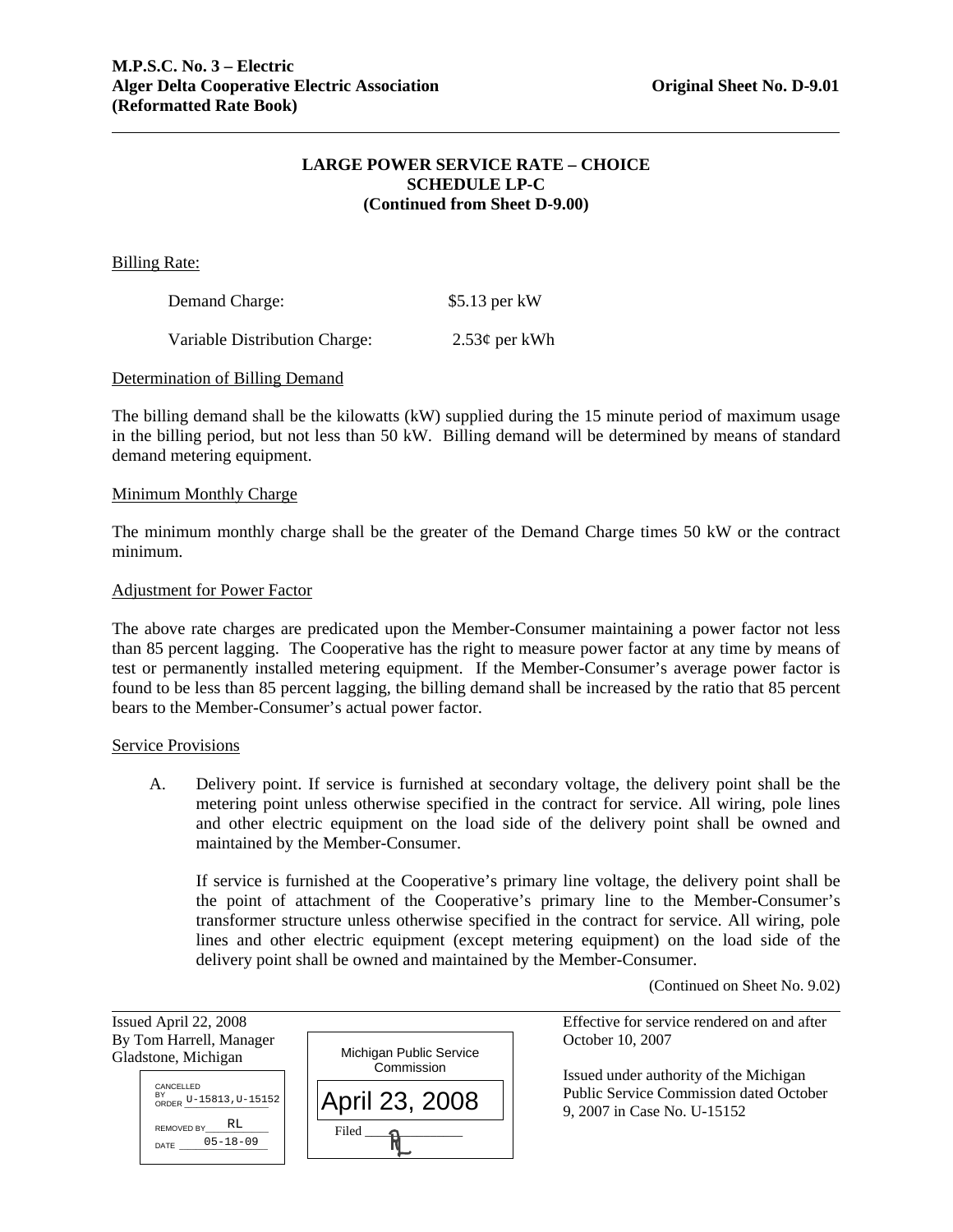**M.P.S.C. No. 3 – Electric**
**Alger Delta Cooperative Electric Association** **Original Sheet No. D-9.01**
**(Reformatted Rate Book)**

## LARGE POWER SERVICE RATE – CHOICE
## SCHEDULE LP-C
## (Continued from Sheet D-9.00)

Billing Rate:

| | |
|---|---|
| Demand Charge: | $5.13 per kW |
| Variable Distribution Charge: | 2.53¢ per kWh |

Determination of Billing Demand

The billing demand shall be the kilowatts (kW) supplied during the 15 minute period of maximum usage in the billing period, but not less than 50 kW. Billing demand will be determined by means of standard demand metering equipment.

Minimum Monthly Charge

The minimum monthly charge shall be the greater of the Demand Charge times 50 kW or the contract minimum.

Adjustment for Power Factor

The above rate charges are predicated upon the Member-Consumer maintaining a power factor not less than 85 percent lagging. The Cooperative has the right to measure power factor at any time by means of test or permanently installed metering equipment. If the Member-Consumer's average power factor is found to be less than 85 percent lagging, the billing demand shall be increased by the ratio that 85 percent bears to the Member-Consumer's actual power factor.

Service Provisions

A. Delivery point. If service is furnished at secondary voltage, the delivery point shall be the metering point unless otherwise specified in the contract for service. All wiring, pole lines and other electric equipment on the load side of the delivery point shall be owned and maintained by the Member-Consumer.

   If service is furnished at the Cooperative's primary line voltage, the delivery point shall be the point of attachment of the Cooperative's primary line to the Member-Consumer's transformer structure unless otherwise specified in the contract for service. All wiring, pole lines and other electric equipment (except metering equipment) on the load side of the delivery point shall be owned and maintained by the Member-Consumer.

(Continued on Sheet No. 9.02)

Issued April 22, 2008
By Tom Harrell, Manager
Gladstone, Michigan

CANCELLED BY ORDER U-15813,U-15152
REMOVED BY RL
DATE 05-18-09

Michigan Public Service Commission
April 23, 2008
Filed RL

Effective for service rendered on and after October 10, 2007

Issued under authority of the Michigan Public Service Commission dated October 9, 2007 in Case No. U-15152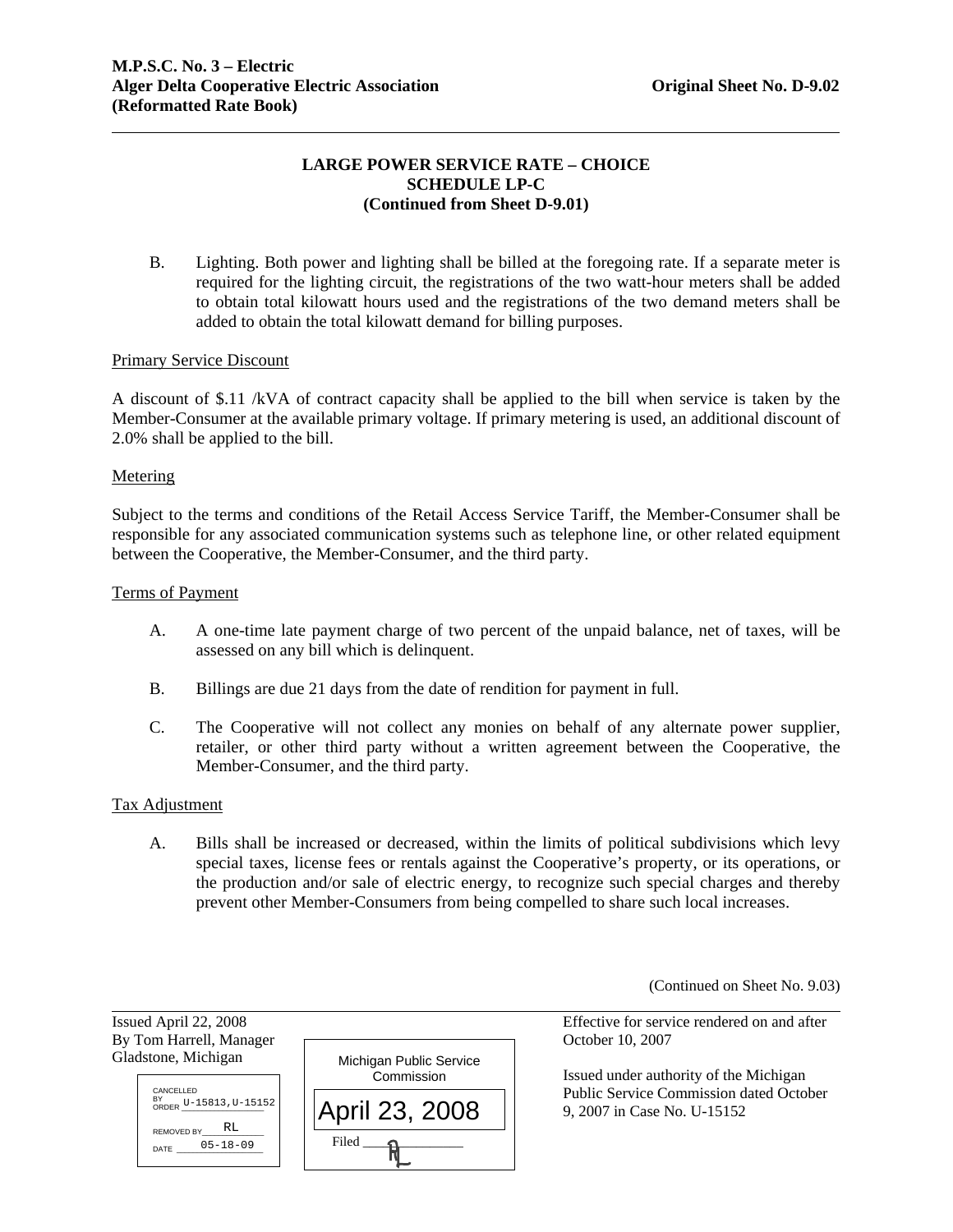**M.P.S.C. No. 3 – Electric**
**Alger Delta Cooperative Electric Association** **Original Sheet No. D-9.02**
**(Reformatted Rate Book)**

## LARGE POWER SERVICE RATE – CHOICE
## SCHEDULE LP-C
### (Continued from Sheet D-9.01)

B. Lighting. Both power and lighting shall be billed at the foregoing rate. If a separate meter is required for the lighting circuit, the registrations of the two watt-hour meters shall be added to obtain total kilowatt hours used and the registrations of the two demand meters shall be added to obtain the total kilowatt demand for billing purposes.

Primary Service Discount

A discount of $.11 /kVA of contract capacity shall be applied to the bill when service is taken by the Member-Consumer at the available primary voltage. If primary metering is used, an additional discount of 2.0% shall be applied to the bill.

Metering

Subject to the terms and conditions of the Retail Access Service Tariff, the Member-Consumer shall be responsible for any associated communication systems such as telephone line, or other related equipment between the Cooperative, the Member-Consumer, and the third party.

Terms of Payment

A. A one-time late payment charge of two percent of the unpaid balance, net of taxes, will be assessed on any bill which is delinquent.

B. Billings are due 21 days from the date of rendition for payment in full.

C. The Cooperative will not collect any monies on behalf of any alternate power supplier, retailer, or other third party without a written agreement between the Cooperative, the Member-Consumer, and the third party.

Tax Adjustment

A. Bills shall be increased or decreased, within the limits of political subdivisions which levy special taxes, license fees or rentals against the Cooperative's property, or its operations, or the production and/or sale of electric energy, to recognize such special charges and thereby prevent other Member-Consumers from being compelled to share such local increases.

(Continued on Sheet No. 9.03)

Issued April 22, 2008
By Tom Harrell, Manager
Gladstone, Michigan

CANCELLED BY ORDER U-15813,U-15152
REMOVED BY RL
DATE 05-18-09

Michigan Public Service Commission
April 23, 2008
Filed RL

Effective for service rendered on and after October 10, 2007

Issued under authority of the Michigan Public Service Commission dated October 9, 2007 in Case No. U-15152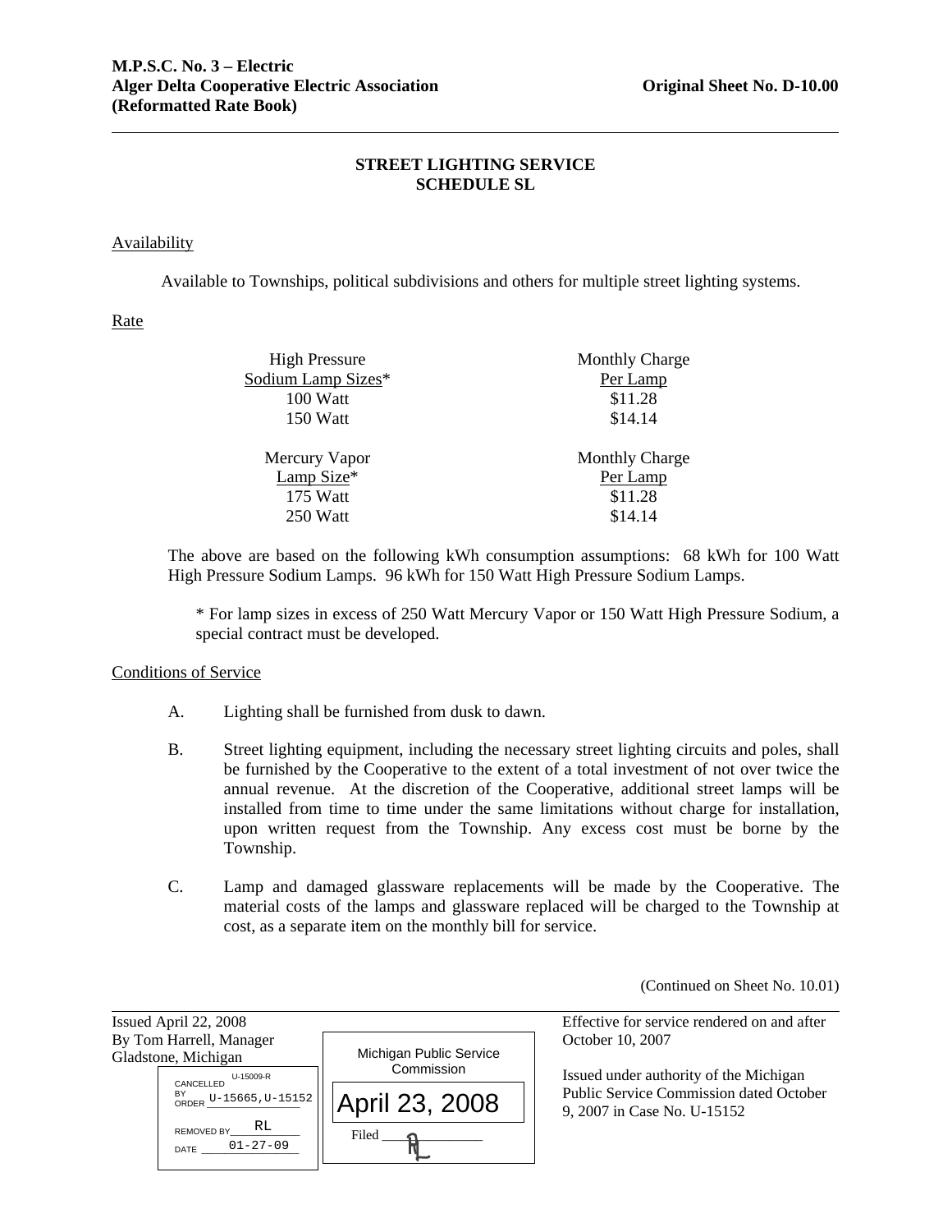M.P.S.C. No. 3 – Electric
Alger Delta Cooperative Electric Association
(Reformatted Rate Book)

Original Sheet No. D-10.00

## STREET LIGHTING SERVICE
## SCHEDULE SL

Availability

Available to Townships, political subdivisions and others for multiple street lighting systems.

Rate

| High Pressure Sodium Lamp Sizes* | Monthly Charge Per Lamp |
|---|---|
| 100 Watt | $11.28 |
| 150 Watt | $14.14 |

| Mercury Vapor Lamp Size* | Monthly Charge Per Lamp |
|---|---|
| 175 Watt | $11.28 |
| 250 Watt | $14.14 |

The above are based on the following kWh consumption assumptions: 68 kWh for 100 Watt High Pressure Sodium Lamps. 96 kWh for 150 Watt High Pressure Sodium Lamps.

* For lamp sizes in excess of 250 Watt Mercury Vapor or 150 Watt High Pressure Sodium, a special contract must be developed.

Conditions of Service

A. Lighting shall be furnished from dusk to dawn.

B. Street lighting equipment, including the necessary street lighting circuits and poles, shall be furnished by the Cooperative to the extent of a total investment of not over twice the annual revenue. At the discretion of the Cooperative, additional street lamps will be installed from time to time under the same limitations without charge for installation, upon written request from the Township. Any excess cost must be borne by the Township.

C. Lamp and damaged glassware replacements will be made by the Cooperative. The material costs of the lamps and glassware replaced will be charged to the Township at cost, as a separate item on the monthly bill for service.

(Continued on Sheet No. 10.01)

Issued April 22, 2008
By Tom Harrell, Manager
Gladstone, Michigan

CANCELLED BY ORDER U-15009-R, U-15665, U-15152
REMOVED BY RL
DATE 01-27-09

Michigan Public Service Commission
April 23, 2008
Filed

Effective for service rendered on and after October 10, 2007

Issued under authority of the Michigan Public Service Commission dated October 9, 2007 in Case No. U-15152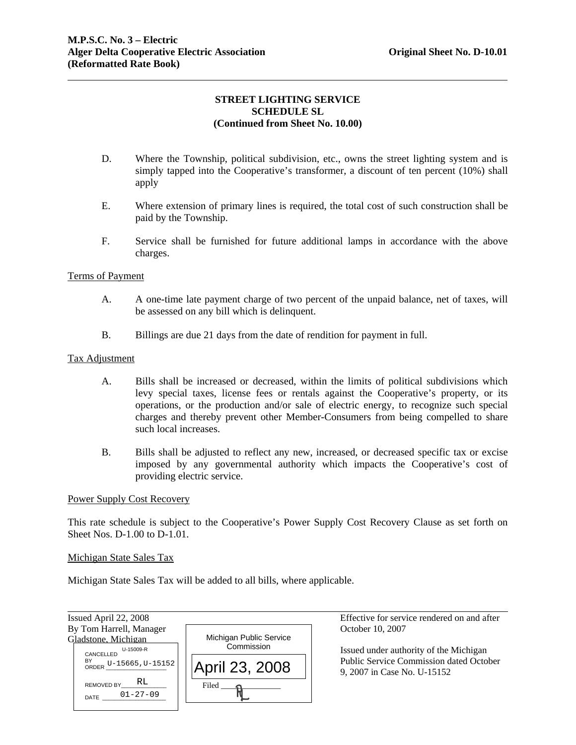M.P.S.C. No. 3 – Electric
Alger Delta Cooperative Electric Association — Original Sheet No. D-10.01
(Reformatted Rate Book)

## STREET LIGHTING SERVICE
## SCHEDULE SL
## (Continued from Sheet No. 10.00)

D. Where the Township, political subdivision, etc., owns the street lighting system and is simply tapped into the Cooperative's transformer, a discount of ten percent (10%) shall apply

E. Where extension of primary lines is required, the total cost of such construction shall be paid by the Township.

F. Service shall be furnished for future additional lamps in accordance with the above charges.

Terms of Payment

A. A one-time late payment charge of two percent of the unpaid balance, net of taxes, will be assessed on any bill which is delinquent.

B. Billings are due 21 days from the date of rendition for payment in full.

Tax Adjustment

A. Bills shall be increased or decreased, within the limits of political subdivisions which levy special taxes, license fees or rentals against the Cooperative's property, or its operations, or the production and/or sale of electric energy, to recognize such special charges and thereby prevent other Member-Consumers from being compelled to share such local increases.

B. Bills shall be adjusted to reflect any new, increased, or decreased specific tax or excise imposed by any governmental authority which impacts the Cooperative's cost of providing electric service.

Power Supply Cost Recovery

This rate schedule is subject to the Cooperative's Power Supply Cost Recovery Clause as set forth on Sheet Nos. D-1.00 to D-1.01.

Michigan State Sales Tax

Michigan State Sales Tax will be added to all bills, where applicable.

Issued April 22, 2008
By Tom Harrell, Manager
Gladstone, Michigan

CANCELLED BY ORDER U-15009-R U-15665,U-15152
REMOVED BY RL
DATE 01-27-09

Michigan Public Service Commission
April 23, 2008
Filed RL

Effective for service rendered on and after October 10, 2007

Issued under authority of the Michigan Public Service Commission dated October 9, 2007 in Case No. U-15152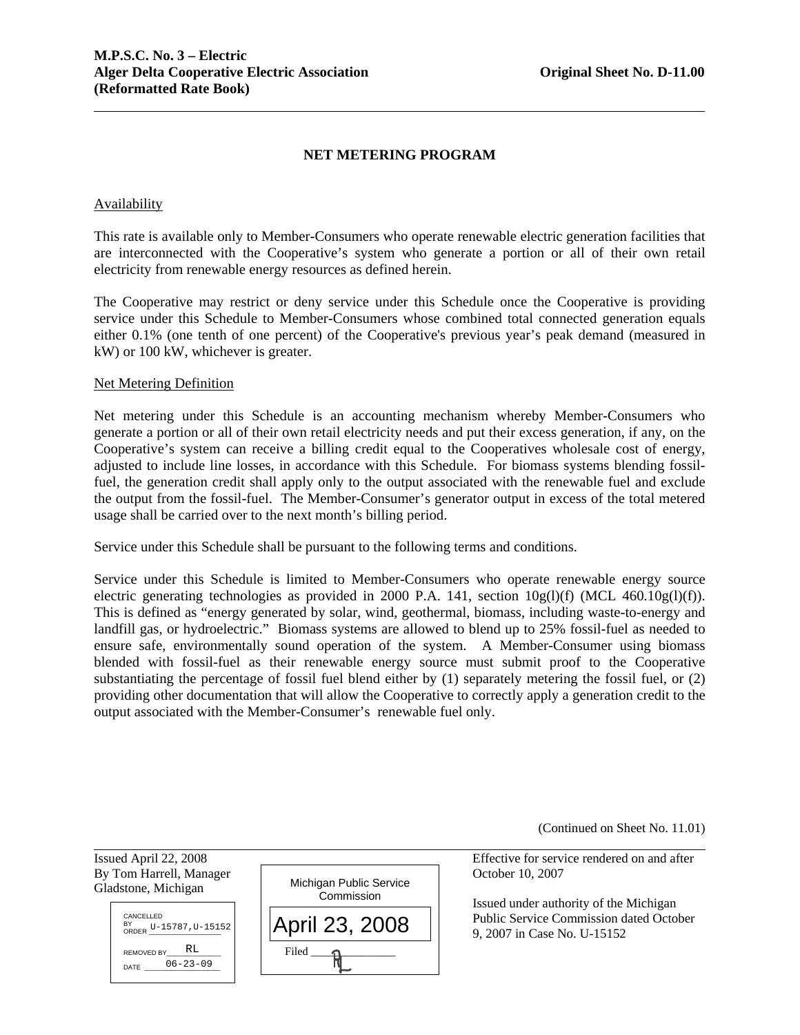M.P.S.C. No. 3 – Electric
Alger Delta Cooperative Electric Association — Original Sheet No. D-11.00
(Reformatted Rate Book)

## NET METERING PROGRAM

### Availability

This rate is available only to Member-Consumers who operate renewable electric generation facilities that are interconnected with the Cooperative's system who generate a portion or all of their own retail electricity from renewable energy resources as defined herein.

The Cooperative may restrict or deny service under this Schedule once the Cooperative is providing service under this Schedule to Member-Consumers whose combined total connected generation equals either 0.1% (one tenth of one percent) of the Cooperative's previous year's peak demand (measured in kW) or 100 kW, whichever is greater.

### Net Metering Definition

Net metering under this Schedule is an accounting mechanism whereby Member-Consumers who generate a portion or all of their own retail electricity needs and put their excess generation, if any, on the Cooperative's system can receive a billing credit equal to the Cooperatives wholesale cost of energy, adjusted to include line losses, in accordance with this Schedule. For biomass systems blending fossil-fuel, the generation credit shall apply only to the output associated with the renewable fuel and exclude the output from the fossil-fuel. The Member-Consumer's generator output in excess of the total metered usage shall be carried over to the next month's billing period.

Service under this Schedule shall be pursuant to the following terms and conditions.

Service under this Schedule is limited to Member-Consumers who operate renewable energy source electric generating technologies as provided in 2000 P.A. 141, section 10g(l)(f) (MCL 460.10g(l)(f)). This is defined as "energy generated by solar, wind, geothermal, biomass, including waste-to-energy and landfill gas, or hydroelectric." Biomass systems are allowed to blend up to 25% fossil-fuel as needed to ensure safe, environmentally sound operation of the system. A Member-Consumer using biomass blended with fossil-fuel as their renewable energy source must submit proof to the Cooperative substantiating the percentage of fossil fuel blend either by (1) separately metering the fossil fuel, or (2) providing other documentation that will allow the Cooperative to correctly apply a generation credit to the output associated with the Member-Consumer's renewable fuel only.

(Continued on Sheet No. 11.01)

Issued April 22, 2008
By Tom Harrell, Manager
Gladstone, Michigan

CANCELLED BY ORDER U-15787,U-15152
REMOVED BY RL
DATE 06-23-09

Michigan Public Service Commission
April 23, 2008
Filed RL

Effective for service rendered on and after October 10, 2007

Issued under authority of the Michigan Public Service Commission dated October 9, 2007 in Case No. U-15152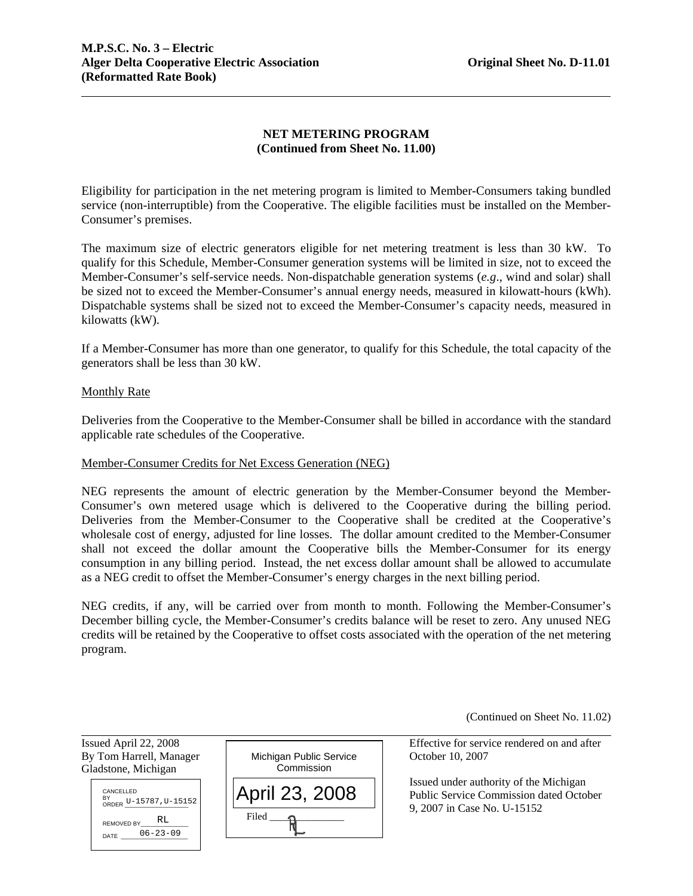M.P.S.C. No. 3 – Electric
Alger Delta Cooperative Electric Association — Original Sheet No. D-11.01
(Reformatted Rate Book)

## NET METERING PROGRAM
**(Continued from Sheet No. 11.00)**

Eligibility for participation in the net metering program is limited to Member-Consumers taking bundled service (non-interruptible) from the Cooperative. The eligible facilities must be installed on the Member-Consumer's premises.

The maximum size of electric generators eligible for net metering treatment is less than 30 kW. To qualify for this Schedule, Member-Consumer generation systems will be limited in size, not to exceed the Member-Consumer's self-service needs. Non-dispatchable generation systems (*e.g*., wind and solar) shall be sized not to exceed the Member-Consumer's annual energy needs, measured in kilowatt-hours (kWh). Dispatchable systems shall be sized not to exceed the Member-Consumer's capacity needs, measured in kilowatts (kW).

If a Member-Consumer has more than one generator, to qualify for this Schedule, the total capacity of the generators shall be less than 30 kW.

Monthly Rate

Deliveries from the Cooperative to the Member-Consumer shall be billed in accordance with the standard applicable rate schedules of the Cooperative.

Member-Consumer Credits for Net Excess Generation (NEG)

NEG represents the amount of electric generation by the Member-Consumer beyond the Member-Consumer's own metered usage which is delivered to the Cooperative during the billing period. Deliveries from the Member-Consumer to the Cooperative shall be credited at the Cooperative's wholesale cost of energy, adjusted for line losses. The dollar amount credited to the Member-Consumer shall not exceed the dollar amount the Cooperative bills the Member-Consumer for its energy consumption in any billing period. Instead, the net excess dollar amount shall be allowed to accumulate as a NEG credit to offset the Member-Consumer's energy charges in the next billing period.

NEG credits, if any, will be carried over from month to month. Following the Member-Consumer's December billing cycle, the Member-Consumer's credits balance will be reset to zero. Any unused NEG credits will be retained by the Cooperative to offset costs associated with the operation of the net metering program.

(Continued on Sheet No. 11.02)

Issued April 22, 2008
By Tom Harrell, Manager
Gladstone, Michigan

CANCELLED BY ORDER U-15787,U-15152
REMOVED BY RL
DATE 06-23-09

Michigan Public Service Commission
April 23, 2008
Filed RL

Effective for service rendered on and after October 10, 2007

Issued under authority of the Michigan Public Service Commission dated October 9, 2007 in Case No. U-15152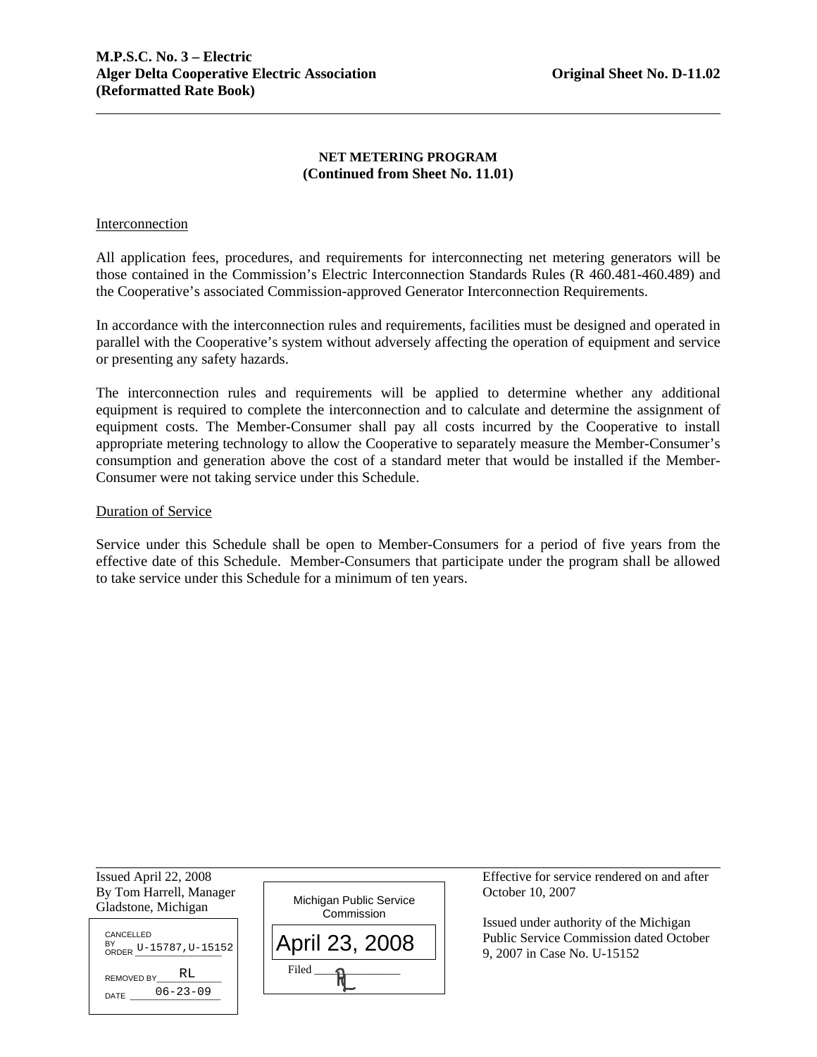M.P.S.C. No. 3 – Electric
Alger Delta Cooperative Electric Association
(Reformatted Rate Book)

Original Sheet No. D-11.02

## NET METERING PROGRAM
## (Continued from Sheet No. 11.01)

Interconnection

All application fees, procedures, and requirements for interconnecting net metering generators will be those contained in the Commission's Electric Interconnection Standards Rules (R 460.481-460.489) and the Cooperative's associated Commission-approved Generator Interconnection Requirements.

In accordance with the interconnection rules and requirements, facilities must be designed and operated in parallel with the Cooperative's system without adversely affecting the operation of equipment and service or presenting any safety hazards.

The interconnection rules and requirements will be applied to determine whether any additional equipment is required to complete the interconnection and to calculate and determine the assignment of equipment costs. The Member-Consumer shall pay all costs incurred by the Cooperative to install appropriate metering technology to allow the Cooperative to separately measure the Member-Consumer's consumption and generation above the cost of a standard meter that would be installed if the Member-Consumer were not taking service under this Schedule.

Duration of Service

Service under this Schedule shall be open to Member-Consumers for a period of five years from the effective date of this Schedule. Member-Consumers that participate under the program shall be allowed to take service under this Schedule for a minimum of ten years.

Issued April 22, 2008
By Tom Harrell, Manager
Gladstone, Michigan

CANCELLED BY ORDER U-15787,U-15152
REMOVED BY RL
DATE 06-23-09

Michigan Public Service Commission
April 23, 2008
Filed RL

Effective for service rendered on and after October 10, 2007

Issued under authority of the Michigan Public Service Commission dated October 9, 2007 in Case No. U-15152